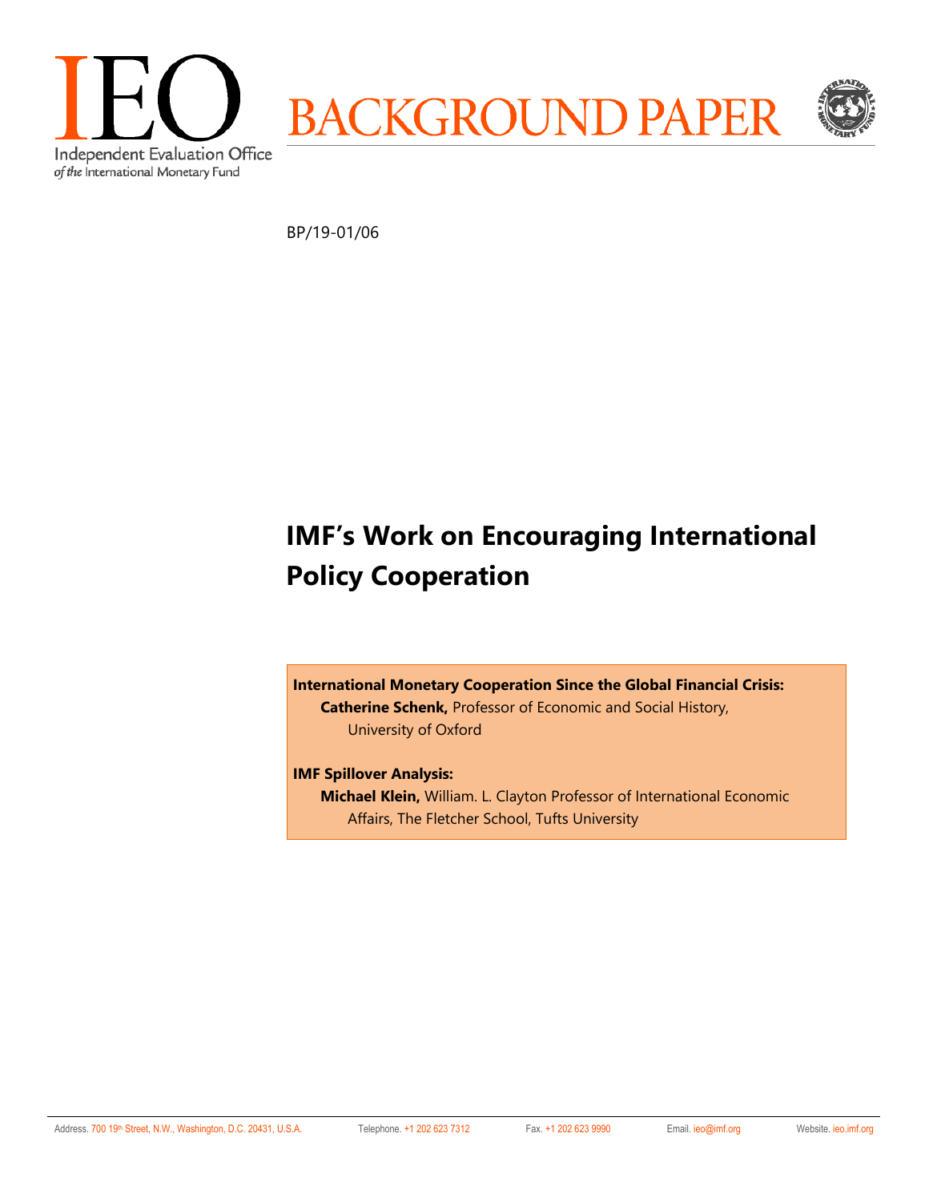IEO

Independent Evaluation Office
*of the* International Monetary Fund

# BACKGROUND PAPER

BP/19-01/06

# IMF's Work on Encouraging International Policy Cooperation

**International Monetary Cooperation Since the Global Financial Crisis:**
**Catherine Schenk,** Professor of Economic and Social History, University of Oxford

**IMF Spillover Analysis:**
**Michael Klein,** William. L. Clayton Professor of International Economic Affairs, The Fletcher School, Tufts University

Address. 700 19th Street, N.W., Washington, D.C. 20431, U.S.A. Telephone. +1 202 623 7312 Fax. +1 202 623 9990 Email. ieo@imf.org Website. ieo.imf.org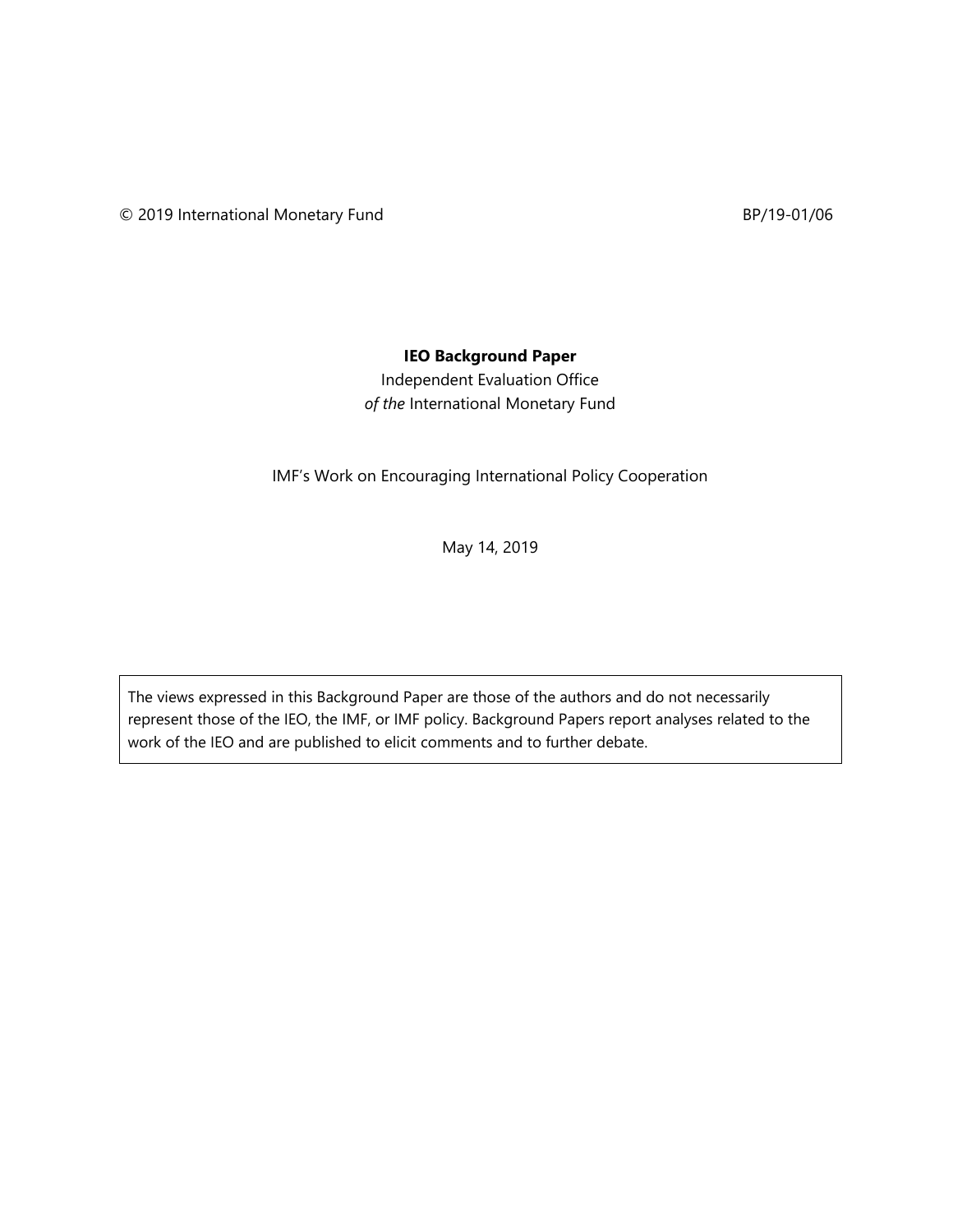© 2019 International Monetary Fund BP/19-01/06

**IEO Background Paper**

Independent Evaluation Office
*of the* International Monetary Fund

IMF's Work on Encouraging International Policy Cooperation

May 14, 2019

> The views expressed in this Background Paper are those of the authors and do not necessarily represent those of the IEO, the IMF, or IMF policy. Background Papers report analyses related to the work of the IEO and are published to elicit comments and to further debate.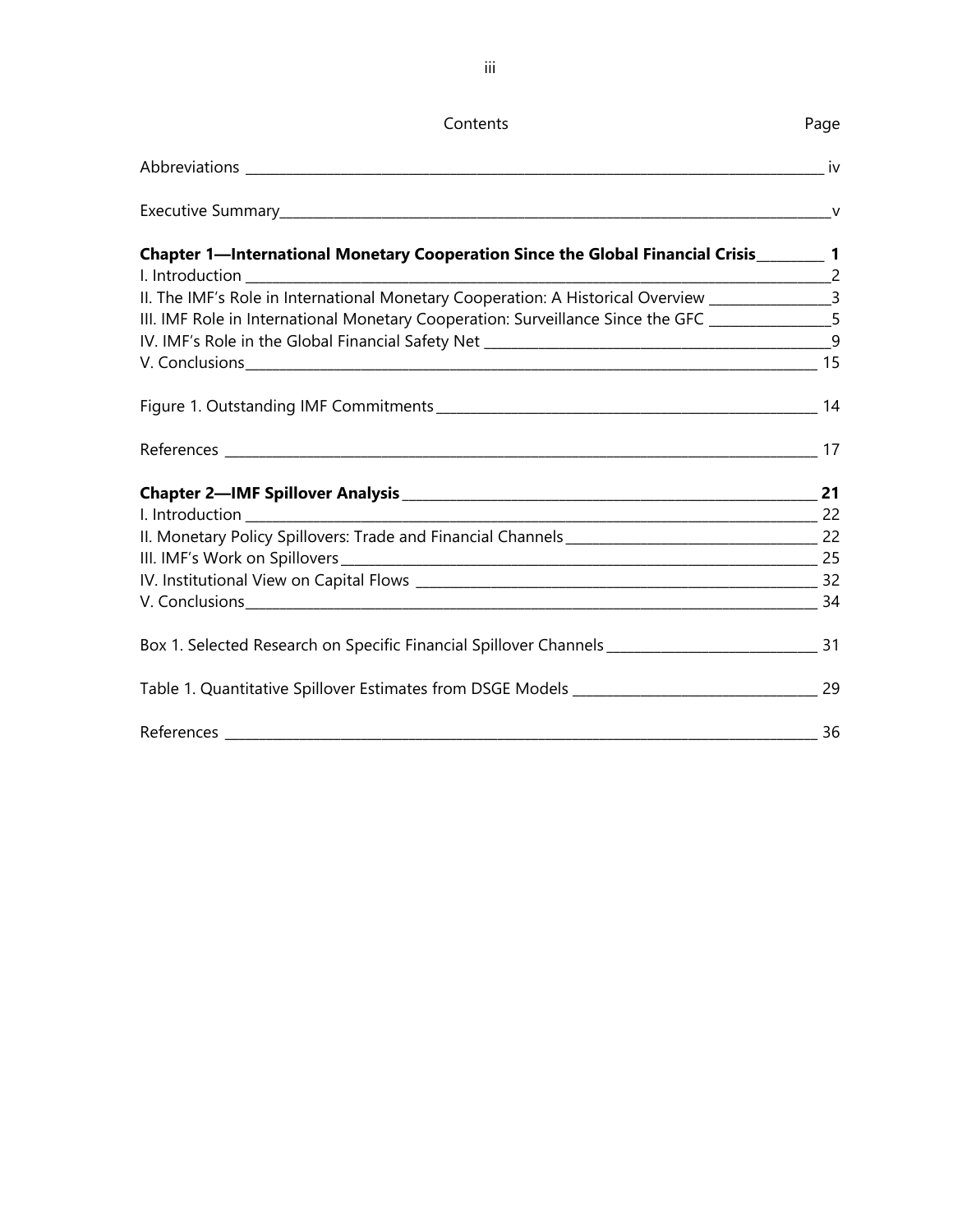Contents Page

Abbreviations iv

Executive Summary v

**Chapter 1—International Monetary Cooperation Since the Global Financial Crisis 1**

I. Introduction 2

II. The IMF's Role in International Monetary Cooperation: A Historical Overview 3

III. IMF Role in International Monetary Cooperation: Surveillance Since the GFC 5

IV. IMF's Role in the Global Financial Safety Net 9

V. Conclusions 15

Figure 1. Outstanding IMF Commitments 14

References 17

**Chapter 2—IMF Spillover Analysis 21**

I. Introduction 22

II. Monetary Policy Spillovers: Trade and Financial Channels 22

III. IMF's Work on Spillovers 25

IV. Institutional View on Capital Flows 32

V. Conclusions 34

Box 1. Selected Research on Specific Financial Spillover Channels 31

Table 1. Quantitative Spillover Estimates from DSGE Models 29

References 36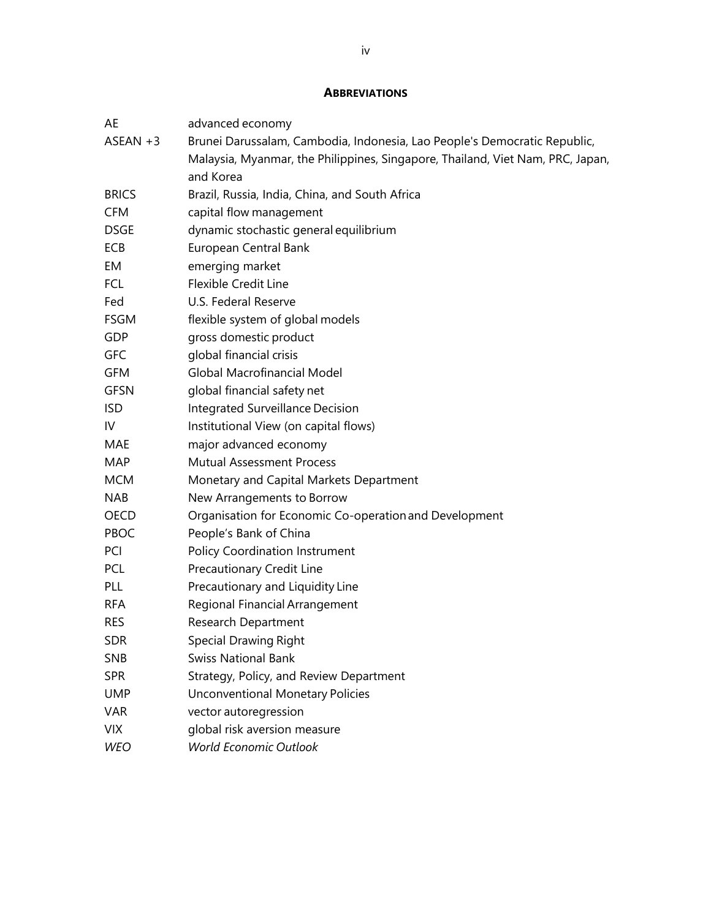## ABBREVIATIONS

| | |
|---|---|
| AE | advanced economy |
| ASEAN +3 | Brunei Darussalam, Cambodia, Indonesia, Lao People's Democratic Republic, Malaysia, Myanmar, the Philippines, Singapore, Thailand, Viet Nam, PRC, Japan, and Korea |
| BRICS | Brazil, Russia, India, China, and South Africa |
| CFM | capital flow management |
| DSGE | dynamic stochastic general equilibrium |
| ECB | European Central Bank |
| EM | emerging market |
| FCL | Flexible Credit Line |
| Fed | U.S. Federal Reserve |
| FSGM | flexible system of global models |
| GDP | gross domestic product |
| GFC | global financial crisis |
| GFM | Global Macrofinancial Model |
| GFSN | global financial safety net |
| ISD | Integrated Surveillance Decision |
| IV | Institutional View (on capital flows) |
| MAE | major advanced economy |
| MAP | Mutual Assessment Process |
| MCM | Monetary and Capital Markets Department |
| NAB | New Arrangements to Borrow |
| OECD | Organisation for Economic Co-operation and Development |
| PBOC | People's Bank of China |
| PCI | Policy Coordination Instrument |
| PCL | Precautionary Credit Line |
| PLL | Precautionary and Liquidity Line |
| RFA | Regional Financial Arrangement |
| RES | Research Department |
| SDR | Special Drawing Right |
| SNB | Swiss National Bank |
| SPR | Strategy, Policy, and Review Department |
| UMP | Unconventional Monetary Policies |
| VAR | vector autoregression |
| VIX | global risk aversion measure |
| *WEO* | *World Economic Outlook* |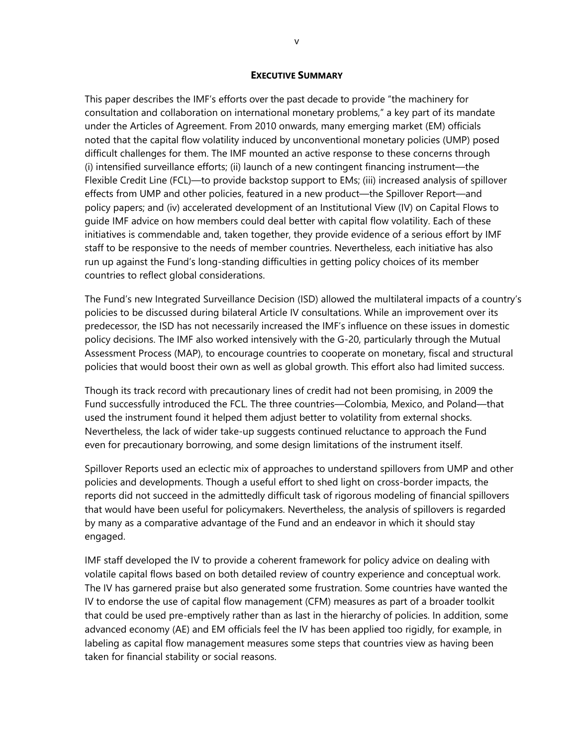## EXECUTIVE SUMMARY

This paper describes the IMF's efforts over the past decade to provide "the machinery for consultation and collaboration on international monetary problems," a key part of its mandate under the Articles of Agreement. From 2010 onwards, many emerging market (EM) officials noted that the capital flow volatility induced by unconventional monetary policies (UMP) posed difficult challenges for them. The IMF mounted an active response to these concerns through (i) intensified surveillance efforts; (ii) launch of a new contingent financing instrument—the Flexible Credit Line (FCL)—to provide backstop support to EMs; (iii) increased analysis of spillover effects from UMP and other policies, featured in a new product—the Spillover Report—and policy papers; and (iv) accelerated development of an Institutional View (IV) on Capital Flows to guide IMF advice on how members could deal better with capital flow volatility. Each of these initiatives is commendable and, taken together, they provide evidence of a serious effort by IMF staff to be responsive to the needs of member countries. Nevertheless, each initiative has also run up against the Fund's long-standing difficulties in getting policy choices of its member countries to reflect global considerations.

The Fund's new Integrated Surveillance Decision (ISD) allowed the multilateral impacts of a country's policies to be discussed during bilateral Article IV consultations. While an improvement over its predecessor, the ISD has not necessarily increased the IMF's influence on these issues in domestic policy decisions. The IMF also worked intensively with the G-20, particularly through the Mutual Assessment Process (MAP), to encourage countries to cooperate on monetary, fiscal and structural policies that would boost their own as well as global growth. This effort also had limited success.

Though its track record with precautionary lines of credit had not been promising, in 2009 the Fund successfully introduced the FCL. The three countries—Colombia, Mexico, and Poland—that used the instrument found it helped them adjust better to volatility from external shocks. Nevertheless, the lack of wider take-up suggests continued reluctance to approach the Fund even for precautionary borrowing, and some design limitations of the instrument itself.

Spillover Reports used an eclectic mix of approaches to understand spillovers from UMP and other policies and developments. Though a useful effort to shed light on cross-border impacts, the reports did not succeed in the admittedly difficult task of rigorous modeling of financial spillovers that would have been useful for policymakers. Nevertheless, the analysis of spillovers is regarded by many as a comparative advantage of the Fund and an endeavor in which it should stay engaged.

IMF staff developed the IV to provide a coherent framework for policy advice on dealing with volatile capital flows based on both detailed review of country experience and conceptual work. The IV has garnered praise but also generated some frustration. Some countries have wanted the IV to endorse the use of capital flow management (CFM) measures as part of a broader toolkit that could be used pre-emptively rather than as last in the hierarchy of policies. In addition, some advanced economy (AE) and EM officials feel the IV has been applied too rigidly, for example, in labeling as capital flow management measures some steps that countries view as having been taken for financial stability or social reasons.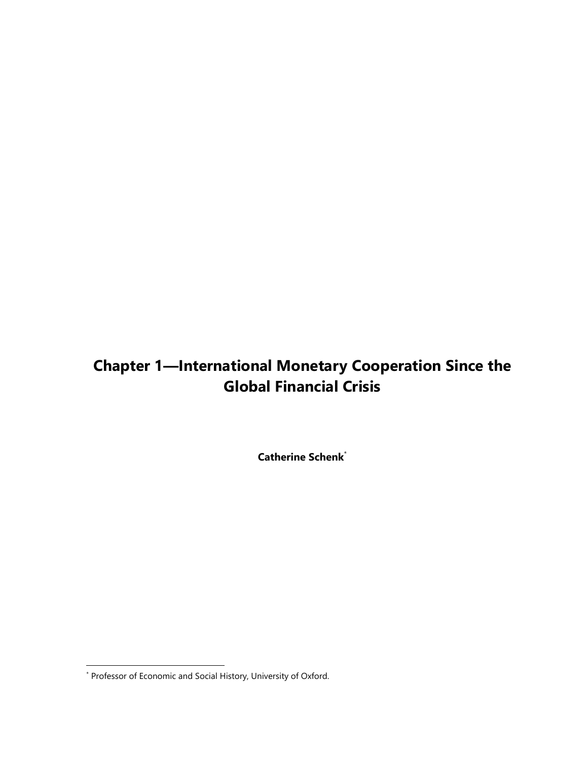# Chapter 1—International Monetary Cooperation Since the Global Financial Crisis

**Catherine Schenk**[*]

[*] Professor of Economic and Social History, University of Oxford.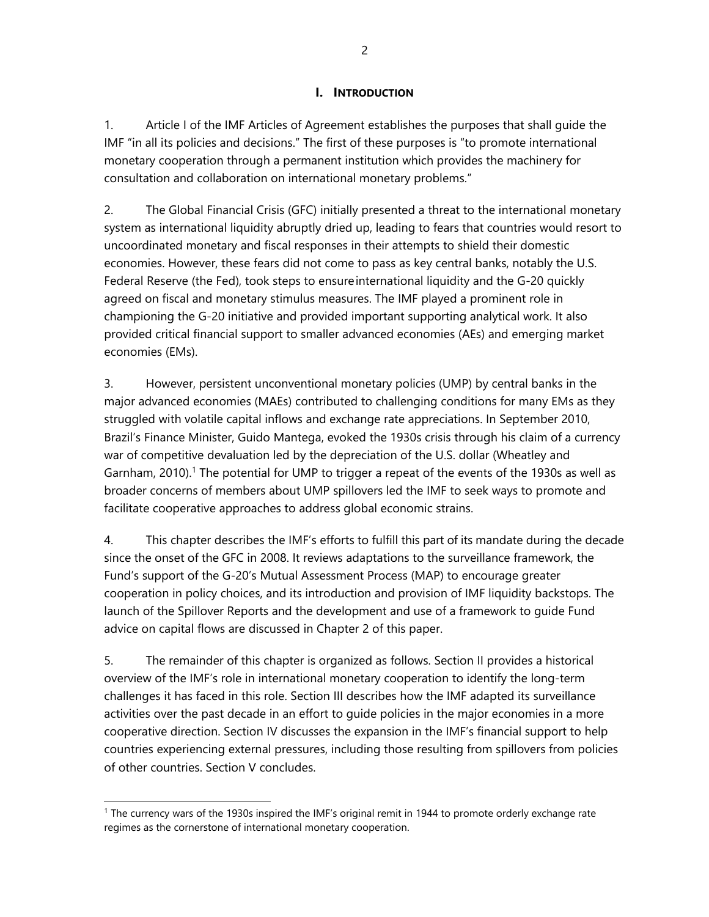## I. INTRODUCTION

1. Article I of the IMF Articles of Agreement establishes the purposes that shall guide the IMF "in all its policies and decisions." The first of these purposes is "to promote international monetary cooperation through a permanent institution which provides the machinery for consultation and collaboration on international monetary problems."

2. The Global Financial Crisis (GFC) initially presented a threat to the international monetary system as international liquidity abruptly dried up, leading to fears that countries would resort to uncoordinated monetary and fiscal responses in their attempts to shield their domestic economies. However, these fears did not come to pass as key central banks, notably the U.S. Federal Reserve (the Fed), took steps to ensure international liquidity and the G-20 quickly agreed on fiscal and monetary stimulus measures. The IMF played a prominent role in championing the G-20 initiative and provided important supporting analytical work. It also provided critical financial support to smaller advanced economies (AEs) and emerging market economies (EMs).

3. However, persistent unconventional monetary policies (UMP) by central banks in the major advanced economies (MAEs) contributed to challenging conditions for many EMs as they struggled with volatile capital inflows and exchange rate appreciations. In September 2010, Brazil's Finance Minister, Guido Mantega, evoked the 1930s crisis through his claim of a currency war of competitive devaluation led by the depreciation of the U.S. dollar (Wheatley and Garnham, 2010).[1] The potential for UMP to trigger a repeat of the events of the 1930s as well as broader concerns of members about UMP spillovers led the IMF to seek ways to promote and facilitate cooperative approaches to address global economic strains.

4. This chapter describes the IMF's efforts to fulfill this part of its mandate during the decade since the onset of the GFC in 2008. It reviews adaptations to the surveillance framework, the Fund's support of the G-20's Mutual Assessment Process (MAP) to encourage greater cooperation in policy choices, and its introduction and provision of IMF liquidity backstops. The launch of the Spillover Reports and the development and use of a framework to guide Fund advice on capital flows are discussed in Chapter 2 of this paper.

5. The remainder of this chapter is organized as follows. Section II provides a historical overview of the IMF's role in international monetary cooperation to identify the long-term challenges it has faced in this role. Section III describes how the IMF adapted its surveillance activities over the past decade in an effort to guide policies in the major economies in a more cooperative direction. Section IV discusses the expansion in the IMF's financial support to help countries experiencing external pressures, including those resulting from spillovers from policies of other countries. Section V concludes.

[1] The currency wars of the 1930s inspired the IMF's original remit in 1944 to promote orderly exchange rate regimes as the cornerstone of international monetary cooperation.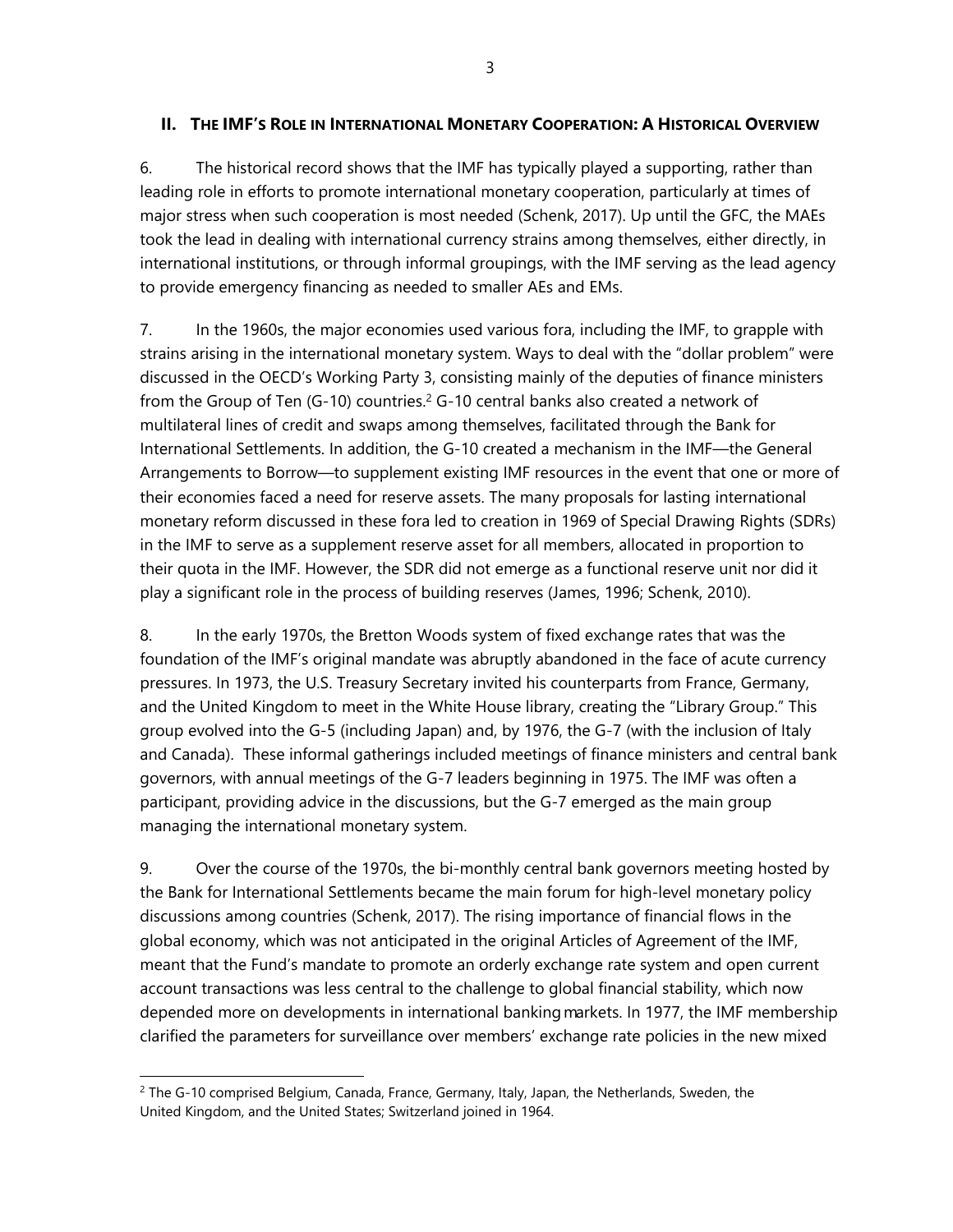## II. The IMF's Role in International Monetary Cooperation: A Historical Overview

6. The historical record shows that the IMF has typically played a supporting, rather than leading role in efforts to promote international monetary cooperation, particularly at times of major stress when such cooperation is most needed (Schenk, 2017). Up until the GFC, the MAEs took the lead in dealing with international currency strains among themselves, either directly, in international institutions, or through informal groupings, with the IMF serving as the lead agency to provide emergency financing as needed to smaller AEs and EMs.

7. In the 1960s, the major economies used various fora, including the IMF, to grapple with strains arising in the international monetary system. Ways to deal with the "dollar problem" were discussed in the OECD's Working Party 3, consisting mainly of the deputies of finance ministers from the Group of Ten (G-10) countries.[2] G-10 central banks also created a network of multilateral lines of credit and swaps among themselves, facilitated through the Bank for International Settlements. In addition, the G-10 created a mechanism in the IMF—the General Arrangements to Borrow—to supplement existing IMF resources in the event that one or more of their economies faced a need for reserve assets. The many proposals for lasting international monetary reform discussed in these fora led to creation in 1969 of Special Drawing Rights (SDRs) in the IMF to serve as a supplement reserve asset for all members, allocated in proportion to their quota in the IMF. However, the SDR did not emerge as a functional reserve unit nor did it play a significant role in the process of building reserves (James, 1996; Schenk, 2010).

8. In the early 1970s, the Bretton Woods system of fixed exchange rates that was the foundation of the IMF's original mandate was abruptly abandoned in the face of acute currency pressures. In 1973, the U.S. Treasury Secretary invited his counterparts from France, Germany, and the United Kingdom to meet in the White House library, creating the "Library Group." This group evolved into the G-5 (including Japan) and, by 1976, the G-7 (with the inclusion of Italy and Canada). These informal gatherings included meetings of finance ministers and central bank governors, with annual meetings of the G-7 leaders beginning in 1975. The IMF was often a participant, providing advice in the discussions, but the G-7 emerged as the main group managing the international monetary system.

9. Over the course of the 1970s, the bi-monthly central bank governors meeting hosted by the Bank for International Settlements became the main forum for high-level monetary policy discussions among countries (Schenk, 2017). The rising importance of financial flows in the global economy, which was not anticipated in the original Articles of Agreement of the IMF, meant that the Fund's mandate to promote an orderly exchange rate system and open current account transactions was less central to the challenge to global financial stability, which now depended more on developments in international banking markets. In 1977, the IMF membership clarified the parameters for surveillance over members' exchange rate policies in the new mixed

[2] The G-10 comprised Belgium, Canada, France, Germany, Italy, Japan, the Netherlands, Sweden, the United Kingdom, and the United States; Switzerland joined in 1964.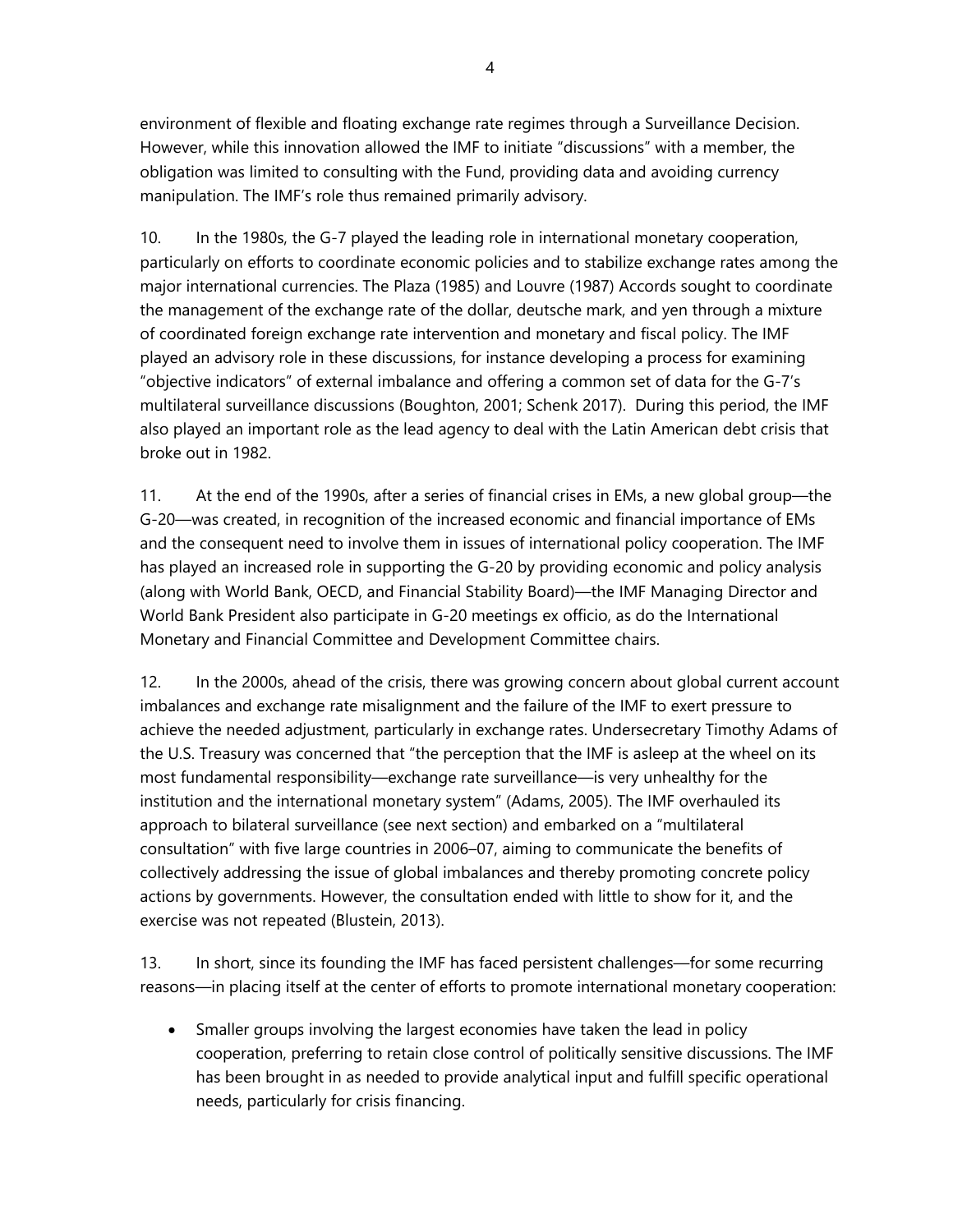environment of flexible and floating exchange rate regimes through a Surveillance Decision. However, while this innovation allowed the IMF to initiate "discussions" with a member, the obligation was limited to consulting with the Fund, providing data and avoiding currency manipulation. The IMF's role thus remained primarily advisory.

10. In the 1980s, the G-7 played the leading role in international monetary cooperation, particularly on efforts to coordinate economic policies and to stabilize exchange rates among the major international currencies. The Plaza (1985) and Louvre (1987) Accords sought to coordinate the management of the exchange rate of the dollar, deutsche mark, and yen through a mixture of coordinated foreign exchange rate intervention and monetary and fiscal policy. The IMF played an advisory role in these discussions, for instance developing a process for examining "objective indicators" of external imbalance and offering a common set of data for the G-7's multilateral surveillance discussions (Boughton, 2001; Schenk 2017). During this period, the IMF also played an important role as the lead agency to deal with the Latin American debt crisis that broke out in 1982.

11. At the end of the 1990s, after a series of financial crises in EMs, a new global group—the G-20—was created, in recognition of the increased economic and financial importance of EMs and the consequent need to involve them in issues of international policy cooperation. The IMF has played an increased role in supporting the G-20 by providing economic and policy analysis (along with World Bank, OECD, and Financial Stability Board)—the IMF Managing Director and World Bank President also participate in G-20 meetings ex officio, as do the International Monetary and Financial Committee and Development Committee chairs.

12. In the 2000s, ahead of the crisis, there was growing concern about global current account imbalances and exchange rate misalignment and the failure of the IMF to exert pressure to achieve the needed adjustment, particularly in exchange rates. Undersecretary Timothy Adams of the U.S. Treasury was concerned that "the perception that the IMF is asleep at the wheel on its most fundamental responsibility—exchange rate surveillance—is very unhealthy for the institution and the international monetary system" (Adams, 2005). The IMF overhauled its approach to bilateral surveillance (see next section) and embarked on a "multilateral consultation" with five large countries in 2006–07, aiming to communicate the benefits of collectively addressing the issue of global imbalances and thereby promoting concrete policy actions by governments. However, the consultation ended with little to show for it, and the exercise was not repeated (Blustein, 2013).

13. In short, since its founding the IMF has faced persistent challenges—for some recurring reasons—in placing itself at the center of efforts to promote international monetary cooperation:

- Smaller groups involving the largest economies have taken the lead in policy cooperation, preferring to retain close control of politically sensitive discussions. The IMF has been brought in as needed to provide analytical input and fulfill specific operational needs, particularly for crisis financing.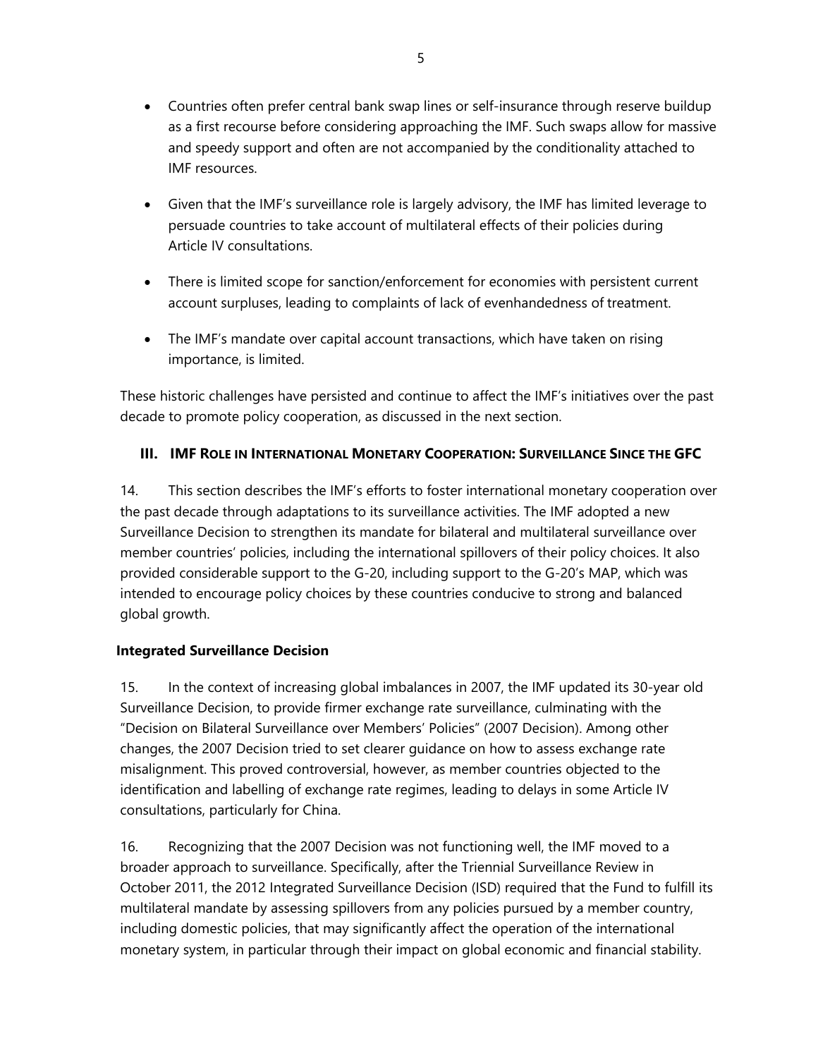- Countries often prefer central bank swap lines or self-insurance through reserve buildup as a first recourse before considering approaching the IMF. Such swaps allow for massive and speedy support and often are not accompanied by the conditionality attached to IMF resources.

- Given that the IMF's surveillance role is largely advisory, the IMF has limited leverage to persuade countries to take account of multilateral effects of their policies during Article IV consultations.

- There is limited scope for sanction/enforcement for economies with persistent current account surpluses, leading to complaints of lack of evenhandedness of treatment.

- The IMF's mandate over capital account transactions, which have taken on rising importance, is limited.

These historic challenges have persisted and continue to affect the IMF's initiatives over the past decade to promote policy cooperation, as discussed in the next section.

## III. IMF Role in International Monetary Cooperation: Surveillance Since the GFC

14. This section describes the IMF's efforts to foster international monetary cooperation over the past decade through adaptations to its surveillance activities. The IMF adopted a new Surveillance Decision to strengthen its mandate for bilateral and multilateral surveillance over member countries' policies, including the international spillovers of their policy choices. It also provided considerable support to the G-20, including support to the G-20's MAP, which was intended to encourage policy choices by these countries conducive to strong and balanced global growth.

### Integrated Surveillance Decision

15. In the context of increasing global imbalances in 2007, the IMF updated its 30-year old Surveillance Decision, to provide firmer exchange rate surveillance, culminating with the "Decision on Bilateral Surveillance over Members' Policies" (2007 Decision). Among other changes, the 2007 Decision tried to set clearer guidance on how to assess exchange rate misalignment. This proved controversial, however, as member countries objected to the identification and labelling of exchange rate regimes, leading to delays in some Article IV consultations, particularly for China.

16. Recognizing that the 2007 Decision was not functioning well, the IMF moved to a broader approach to surveillance. Specifically, after the Triennial Surveillance Review in October 2011, the 2012 Integrated Surveillance Decision (ISD) required that the Fund to fulfill its multilateral mandate by assessing spillovers from any policies pursued by a member country, including domestic policies, that may significantly affect the operation of the international monetary system, in particular through their impact on global economic and financial stability.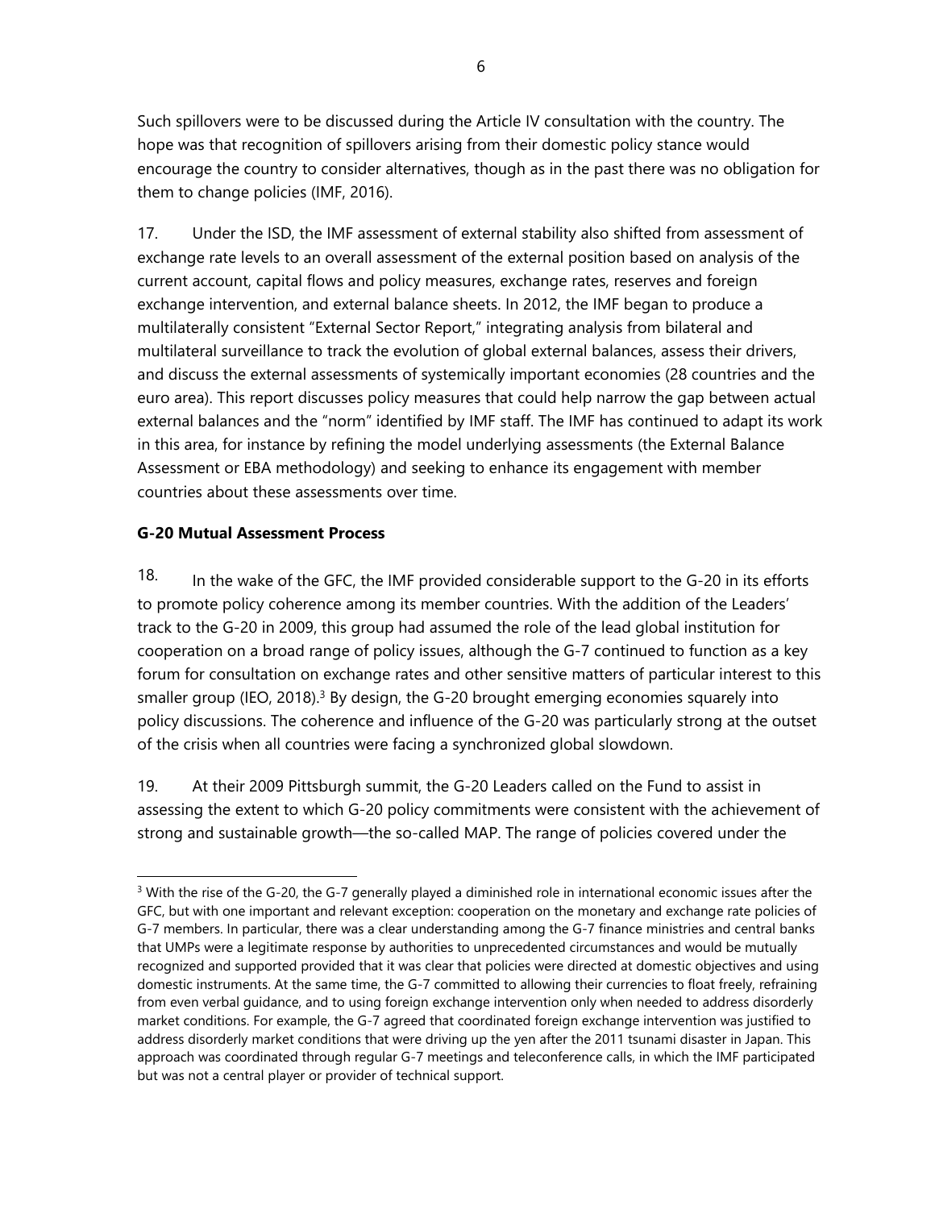Such spillovers were to be discussed during the Article IV consultation with the country. The hope was that recognition of spillovers arising from their domestic policy stance would encourage the country to consider alternatives, though as in the past there was no obligation for them to change policies (IMF, 2016).

17. Under the ISD, the IMF assessment of external stability also shifted from assessment of exchange rate levels to an overall assessment of the external position based on analysis of the current account, capital flows and policy measures, exchange rates, reserves and foreign exchange intervention, and external balance sheets. In 2012, the IMF began to produce a multilaterally consistent "External Sector Report," integrating analysis from bilateral and multilateral surveillance to track the evolution of global external balances, assess their drivers, and discuss the external assessments of systemically important economies (28 countries and the euro area). This report discusses policy measures that could help narrow the gap between actual external balances and the "norm" identified by IMF staff. The IMF has continued to adapt its work in this area, for instance by refining the model underlying assessments (the External Balance Assessment or EBA methodology) and seeking to enhance its engagement with member countries about these assessments over time.

**G-20 Mutual Assessment Process**

18. In the wake of the GFC, the IMF provided considerable support to the G-20 in its efforts to promote policy coherence among its member countries. With the addition of the Leaders' track to the G-20 in 2009, this group had assumed the role of the lead global institution for cooperation on a broad range of policy issues, although the G-7 continued to function as a key forum for consultation on exchange rates and other sensitive matters of particular interest to this smaller group (IEO, 2018).[3] By design, the G-20 brought emerging economies squarely into policy discussions. The coherence and influence of the G-20 was particularly strong at the outset of the crisis when all countries were facing a synchronized global slowdown.

19. At their 2009 Pittsburgh summit, the G-20 Leaders called on the Fund to assist in assessing the extent to which G-20 policy commitments were consistent with the achievement of strong and sustainable growth—the so-called MAP. The range of policies covered under the

[3] With the rise of the G-20, the G-7 generally played a diminished role in international economic issues after the GFC, but with one important and relevant exception: cooperation on the monetary and exchange rate policies of G-7 members. In particular, there was a clear understanding among the G-7 finance ministries and central banks that UMPs were a legitimate response by authorities to unprecedented circumstances and would be mutually recognized and supported provided that it was clear that policies were directed at domestic objectives and using domestic instruments. At the same time, the G-7 committed to allowing their currencies to float freely, refraining from even verbal guidance, and to using foreign exchange intervention only when needed to address disorderly market conditions. For example, the G-7 agreed that coordinated foreign exchange intervention was justified to address disorderly market conditions that were driving up the yen after the 2011 tsunami disaster in Japan. This approach was coordinated through regular G-7 meetings and teleconference calls, in which the IMF participated but was not a central player or provider of technical support.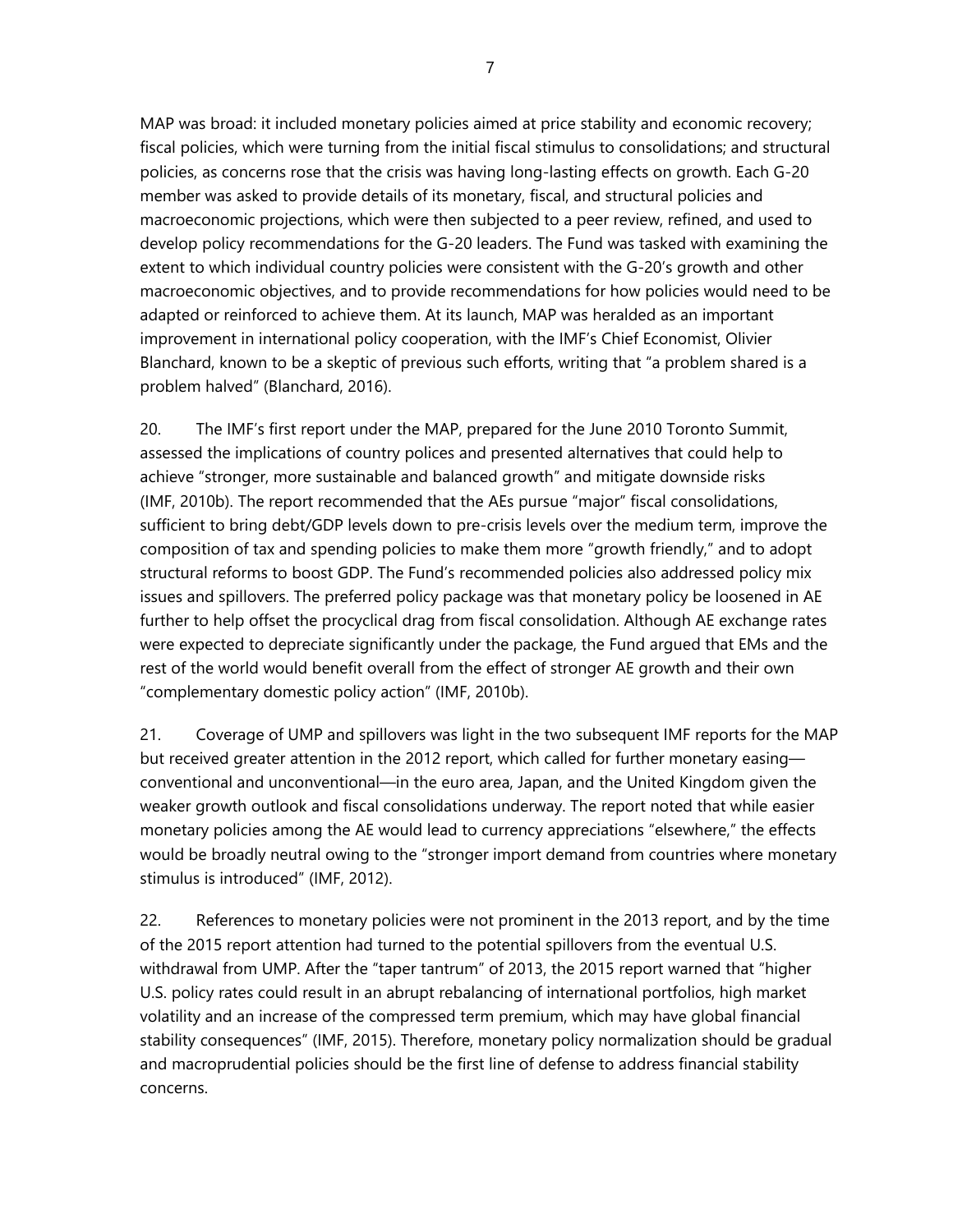MAP was broad: it included monetary policies aimed at price stability and economic recovery; fiscal policies, which were turning from the initial fiscal stimulus to consolidations; and structural policies, as concerns rose that the crisis was having long-lasting effects on growth. Each G-20 member was asked to provide details of its monetary, fiscal, and structural policies and macroeconomic projections, which were then subjected to a peer review, refined, and used to develop policy recommendations for the G-20 leaders. The Fund was tasked with examining the extent to which individual country policies were consistent with the G-20's growth and other macroeconomic objectives, and to provide recommendations for how policies would need to be adapted or reinforced to achieve them. At its launch, MAP was heralded as an important improvement in international policy cooperation, with the IMF's Chief Economist, Olivier Blanchard, known to be a skeptic of previous such efforts, writing that "a problem shared is a problem halved" (Blanchard, 2016).

20. The IMF's first report under the MAP, prepared for the June 2010 Toronto Summit, assessed the implications of country polices and presented alternatives that could help to achieve "stronger, more sustainable and balanced growth" and mitigate downside risks (IMF, 2010b). The report recommended that the AEs pursue "major" fiscal consolidations, sufficient to bring debt/GDP levels down to pre-crisis levels over the medium term, improve the composition of tax and spending policies to make them more "growth friendly," and to adopt structural reforms to boost GDP. The Fund's recommended policies also addressed policy mix issues and spillovers. The preferred policy package was that monetary policy be loosened in AE further to help offset the procyclical drag from fiscal consolidation. Although AE exchange rates were expected to depreciate significantly under the package, the Fund argued that EMs and the rest of the world would benefit overall from the effect of stronger AE growth and their own "complementary domestic policy action" (IMF, 2010b).

21. Coverage of UMP and spillovers was light in the two subsequent IMF reports for the MAP but received greater attention in the 2012 report, which called for further monetary easing—conventional and unconventional—in the euro area, Japan, and the United Kingdom given the weaker growth outlook and fiscal consolidations underway. The report noted that while easier monetary policies among the AE would lead to currency appreciations "elsewhere," the effects would be broadly neutral owing to the "stronger import demand from countries where monetary stimulus is introduced" (IMF, 2012).

22. References to monetary policies were not prominent in the 2013 report, and by the time of the 2015 report attention had turned to the potential spillovers from the eventual U.S. withdrawal from UMP. After the "taper tantrum" of 2013, the 2015 report warned that "higher U.S. policy rates could result in an abrupt rebalancing of international portfolios, high market volatility and an increase of the compressed term premium, which may have global financial stability consequences" (IMF, 2015). Therefore, monetary policy normalization should be gradual and macroprudential policies should be the first line of defense to address financial stability concerns.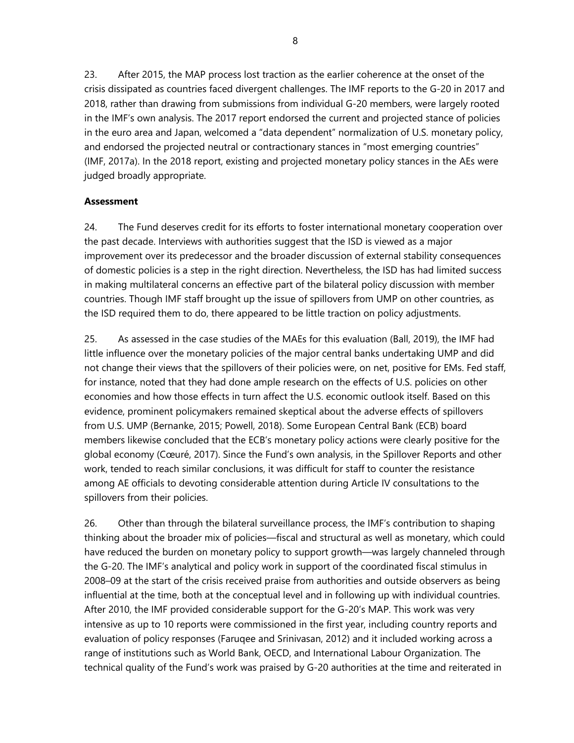23. After 2015, the MAP process lost traction as the earlier coherence at the onset of the crisis dissipated as countries faced divergent challenges. The IMF reports to the G-20 in 2017 and 2018, rather than drawing from submissions from individual G-20 members, were largely rooted in the IMF's own analysis. The 2017 report endorsed the current and projected stance of policies in the euro area and Japan, welcomed a "data dependent" normalization of U.S. monetary policy, and endorsed the projected neutral or contractionary stances in "most emerging countries" (IMF, 2017a). In the 2018 report, existing and projected monetary policy stances in the AEs were judged broadly appropriate.

**Assessment**

24. The Fund deserves credit for its efforts to foster international monetary cooperation over the past decade. Interviews with authorities suggest that the ISD is viewed as a major improvement over its predecessor and the broader discussion of external stability consequences of domestic policies is a step in the right direction. Nevertheless, the ISD has had limited success in making multilateral concerns an effective part of the bilateral policy discussion with member countries. Though IMF staff brought up the issue of spillovers from UMP on other countries, as the ISD required them to do, there appeared to be little traction on policy adjustments.

25. As assessed in the case studies of the MAEs for this evaluation (Ball, 2019), the IMF had little influence over the monetary policies of the major central banks undertaking UMP and did not change their views that the spillovers of their policies were, on net, positive for EMs. Fed staff, for instance, noted that they had done ample research on the effects of U.S. policies on other economies and how those effects in turn affect the U.S. economic outlook itself. Based on this evidence, prominent policymakers remained skeptical about the adverse effects of spillovers from U.S. UMP (Bernanke, 2015; Powell, 2018). Some European Central Bank (ECB) board members likewise concluded that the ECB's monetary policy actions were clearly positive for the global economy (Cœuré, 2017). Since the Fund's own analysis, in the Spillover Reports and other work, tended to reach similar conclusions, it was difficult for staff to counter the resistance among AE officials to devoting considerable attention during Article IV consultations to the spillovers from their policies.

26. Other than through the bilateral surveillance process, the IMF's contribution to shaping thinking about the broader mix of policies—fiscal and structural as well as monetary, which could have reduced the burden on monetary policy to support growth—was largely channeled through the G-20. The IMF's analytical and policy work in support of the coordinated fiscal stimulus in 2008–09 at the start of the crisis received praise from authorities and outside observers as being influential at the time, both at the conceptual level and in following up with individual countries. After 2010, the IMF provided considerable support for the G-20's MAP. This work was very intensive as up to 10 reports were commissioned in the first year, including country reports and evaluation of policy responses (Faruqee and Srinivasan, 2012) and it included working across a range of institutions such as World Bank, OECD, and International Labour Organization. The technical quality of the Fund's work was praised by G-20 authorities at the time and reiterated in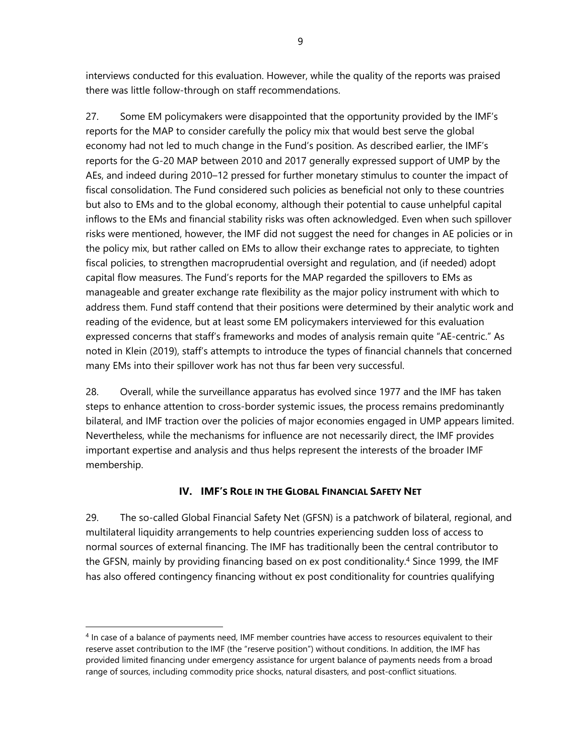interviews conducted for this evaluation. However, while the quality of the reports was praised there was little follow-through on staff recommendations.

27. Some EM policymakers were disappointed that the opportunity provided by the IMF's reports for the MAP to consider carefully the policy mix that would best serve the global economy had not led to much change in the Fund's position. As described earlier, the IMF's reports for the G-20 MAP between 2010 and 2017 generally expressed support of UMP by the AEs, and indeed during 2010–12 pressed for further monetary stimulus to counter the impact of fiscal consolidation. The Fund considered such policies as beneficial not only to these countries but also to EMs and to the global economy, although their potential to cause unhelpful capital inflows to the EMs and financial stability risks was often acknowledged. Even when such spillover risks were mentioned, however, the IMF did not suggest the need for changes in AE policies or in the policy mix, but rather called on EMs to allow their exchange rates to appreciate, to tighten fiscal policies, to strengthen macroprudential oversight and regulation, and (if needed) adopt capital flow measures. The Fund's reports for the MAP regarded the spillovers to EMs as manageable and greater exchange rate flexibility as the major policy instrument with which to address them. Fund staff contend that their positions were determined by their analytic work and reading of the evidence, but at least some EM policymakers interviewed for this evaluation expressed concerns that staff's frameworks and modes of analysis remain quite "AE-centric." As noted in Klein (2019), staff's attempts to introduce the types of financial channels that concerned many EMs into their spillover work has not thus far been very successful.

28. Overall, while the surveillance apparatus has evolved since 1977 and the IMF has taken steps to enhance attention to cross-border systemic issues, the process remains predominantly bilateral, and IMF traction over the policies of major economies engaged in UMP appears limited. Nevertheless, while the mechanisms for influence are not necessarily direct, the IMF provides important expertise and analysis and thus helps represent the interests of the broader IMF membership.

## IV. IMF's Role in the Global Financial Safety Net

29. The so-called Global Financial Safety Net (GFSN) is a patchwork of bilateral, regional, and multilateral liquidity arrangements to help countries experiencing sudden loss of access to normal sources of external financing. The IMF has traditionally been the central contributor to the GFSN, mainly by providing financing based on ex post conditionality.[4] Since 1999, the IMF has also offered contingency financing without ex post conditionality for countries qualifying

[4] In case of a balance of payments need, IMF member countries have access to resources equivalent to their reserve asset contribution to the IMF (the "reserve position") without conditions. In addition, the IMF has provided limited financing under emergency assistance for urgent balance of payments needs from a broad range of sources, including commodity price shocks, natural disasters, and post-conflict situations.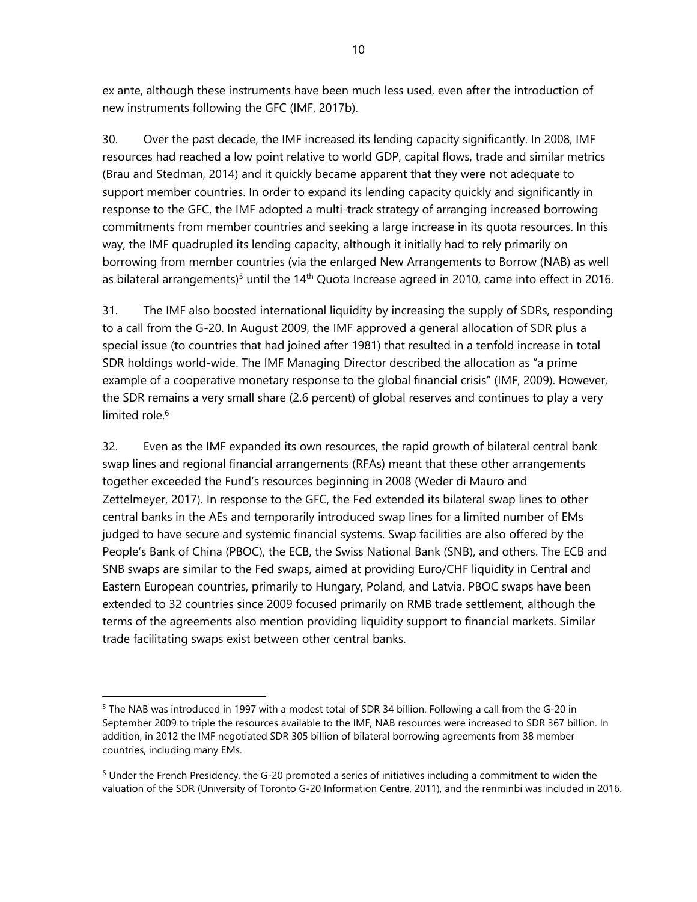ex ante, although these instruments have been much less used, even after the introduction of new instruments following the GFC (IMF, 2017b).

30. Over the past decade, the IMF increased its lending capacity significantly. In 2008, IMF resources had reached a low point relative to world GDP, capital flows, trade and similar metrics (Brau and Stedman, 2014) and it quickly became apparent that they were not adequate to support member countries. In order to expand its lending capacity quickly and significantly in response to the GFC, the IMF adopted a multi-track strategy of arranging increased borrowing commitments from member countries and seeking a large increase in its quota resources. In this way, the IMF quadrupled its lending capacity, although it initially had to rely primarily on borrowing from member countries (via the enlarged New Arrangements to Borrow (NAB) as well as bilateral arrangements)[5] until the 14th Quota Increase agreed in 2010, came into effect in 2016.

31. The IMF also boosted international liquidity by increasing the supply of SDRs, responding to a call from the G-20. In August 2009, the IMF approved a general allocation of SDR plus a special issue (to countries that had joined after 1981) that resulted in a tenfold increase in total SDR holdings world-wide. The IMF Managing Director described the allocation as "a prime example of a cooperative monetary response to the global financial crisis" (IMF, 2009). However, the SDR remains a very small share (2.6 percent) of global reserves and continues to play a very limited role.[6]

32. Even as the IMF expanded its own resources, the rapid growth of bilateral central bank swap lines and regional financial arrangements (RFAs) meant that these other arrangements together exceeded the Fund's resources beginning in 2008 (Weder di Mauro and Zettelmeyer, 2017). In response to the GFC, the Fed extended its bilateral swap lines to other central banks in the AEs and temporarily introduced swap lines for a limited number of EMs judged to have secure and systemic financial systems. Swap facilities are also offered by the People's Bank of China (PBOC), the ECB, the Swiss National Bank (SNB), and others. The ECB and SNB swaps are similar to the Fed swaps, aimed at providing Euro/CHF liquidity in Central and Eastern European countries, primarily to Hungary, Poland, and Latvia. PBOC swaps have been extended to 32 countries since 2009 focused primarily on RMB trade settlement, although the terms of the agreements also mention providing liquidity support to financial markets. Similar trade facilitating swaps exist between other central banks.

---

[5] The NAB was introduced in 1997 with a modest total of SDR 34 billion. Following a call from the G-20 in September 2009 to triple the resources available to the IMF, NAB resources were increased to SDR 367 billion. In addition, in 2012 the IMF negotiated SDR 305 billion of bilateral borrowing agreements from 38 member countries, including many EMs.

[6] Under the French Presidency, the G-20 promoted a series of initiatives including a commitment to widen the valuation of the SDR (University of Toronto G-20 Information Centre, 2011), and the renminbi was included in 2016.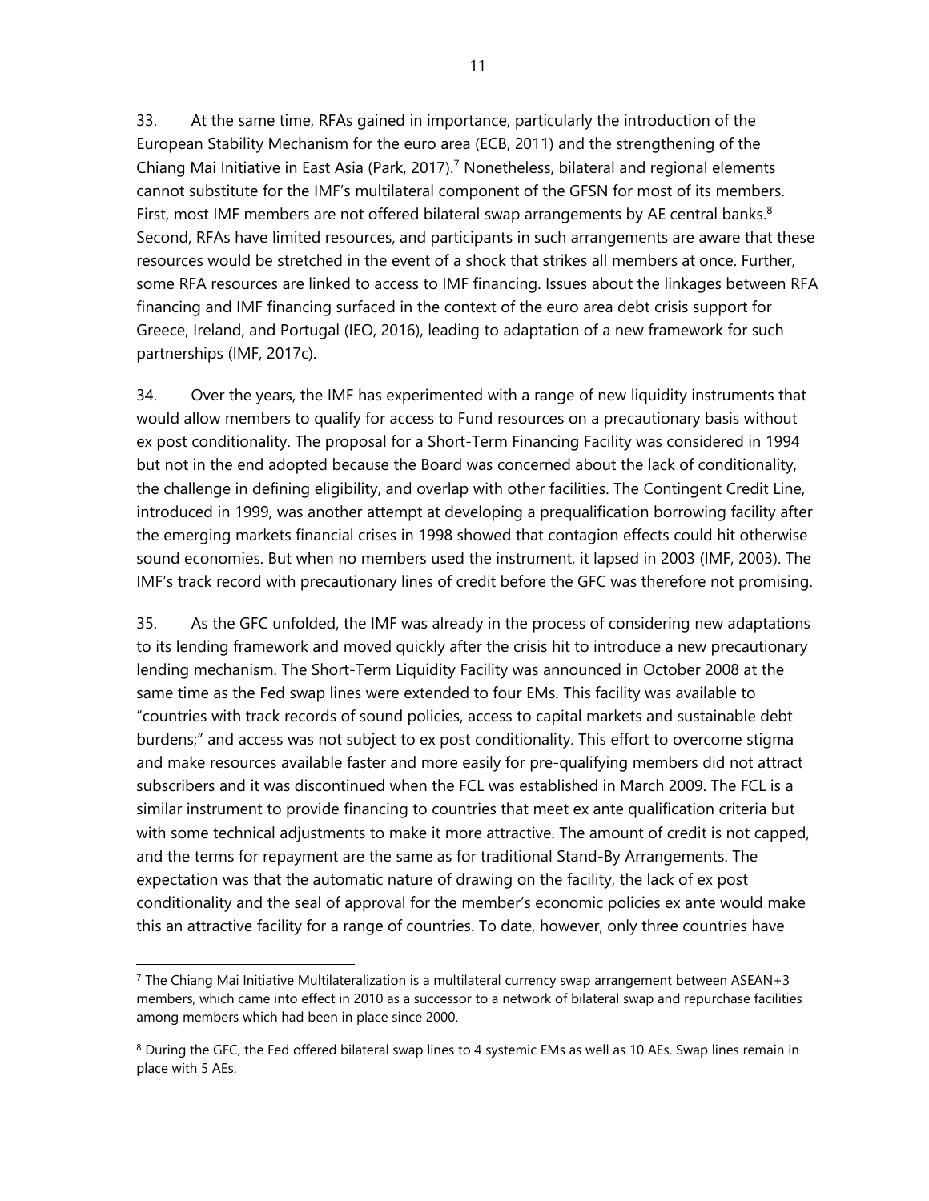33. At the same time, RFAs gained in importance, particularly the introduction of the European Stability Mechanism for the euro area (ECB, 2011) and the strengthening of the Chiang Mai Initiative in East Asia (Park, 2017).[7] Nonetheless, bilateral and regional elements cannot substitute for the IMF's multilateral component of the GFSN for most of its members. First, most IMF members are not offered bilateral swap arrangements by AE central banks.[8] Second, RFAs have limited resources, and participants in such arrangements are aware that these resources would be stretched in the event of a shock that strikes all members at once. Further, some RFA resources are linked to access to IMF financing. Issues about the linkages between RFA financing and IMF financing surfaced in the context of the euro area debt crisis support for Greece, Ireland, and Portugal (IEO, 2016), leading to adaptation of a new framework for such partnerships (IMF, 2017c).

34. Over the years, the IMF has experimented with a range of new liquidity instruments that would allow members to qualify for access to Fund resources on a precautionary basis without ex post conditionality. The proposal for a Short-Term Financing Facility was considered in 1994 but not in the end adopted because the Board was concerned about the lack of conditionality, the challenge in defining eligibility, and overlap with other facilities. The Contingent Credit Line, introduced in 1999, was another attempt at developing a prequalification borrowing facility after the emerging markets financial crises in 1998 showed that contagion effects could hit otherwise sound economies. But when no members used the instrument, it lapsed in 2003 (IMF, 2003). The IMF's track record with precautionary lines of credit before the GFC was therefore not promising.

35. As the GFC unfolded, the IMF was already in the process of considering new adaptations to its lending framework and moved quickly after the crisis hit to introduce a new precautionary lending mechanism. The Short-Term Liquidity Facility was announced in October 2008 at the same time as the Fed swap lines were extended to four EMs. This facility was available to "countries with track records of sound policies, access to capital markets and sustainable debt burdens;" and access was not subject to ex post conditionality. This effort to overcome stigma and make resources available faster and more easily for pre-qualifying members did not attract subscribers and it was discontinued when the FCL was established in March 2009. The FCL is a similar instrument to provide financing to countries that meet ex ante qualification criteria but with some technical adjustments to make it more attractive. The amount of credit is not capped, and the terms for repayment are the same as for traditional Stand-By Arrangements. The expectation was that the automatic nature of drawing on the facility, the lack of ex post conditionality and the seal of approval for the member's economic policies ex ante would make this an attractive facility for a range of countries. To date, however, only three countries have

[7] The Chiang Mai Initiative Multilateralization is a multilateral currency swap arrangement between ASEAN+3 members, which came into effect in 2010 as a successor to a network of bilateral swap and repurchase facilities among members which had been in place since 2000.

[8] During the GFC, the Fed offered bilateral swap lines to 4 systemic EMs as well as 10 AEs. Swap lines remain in place with 5 AEs.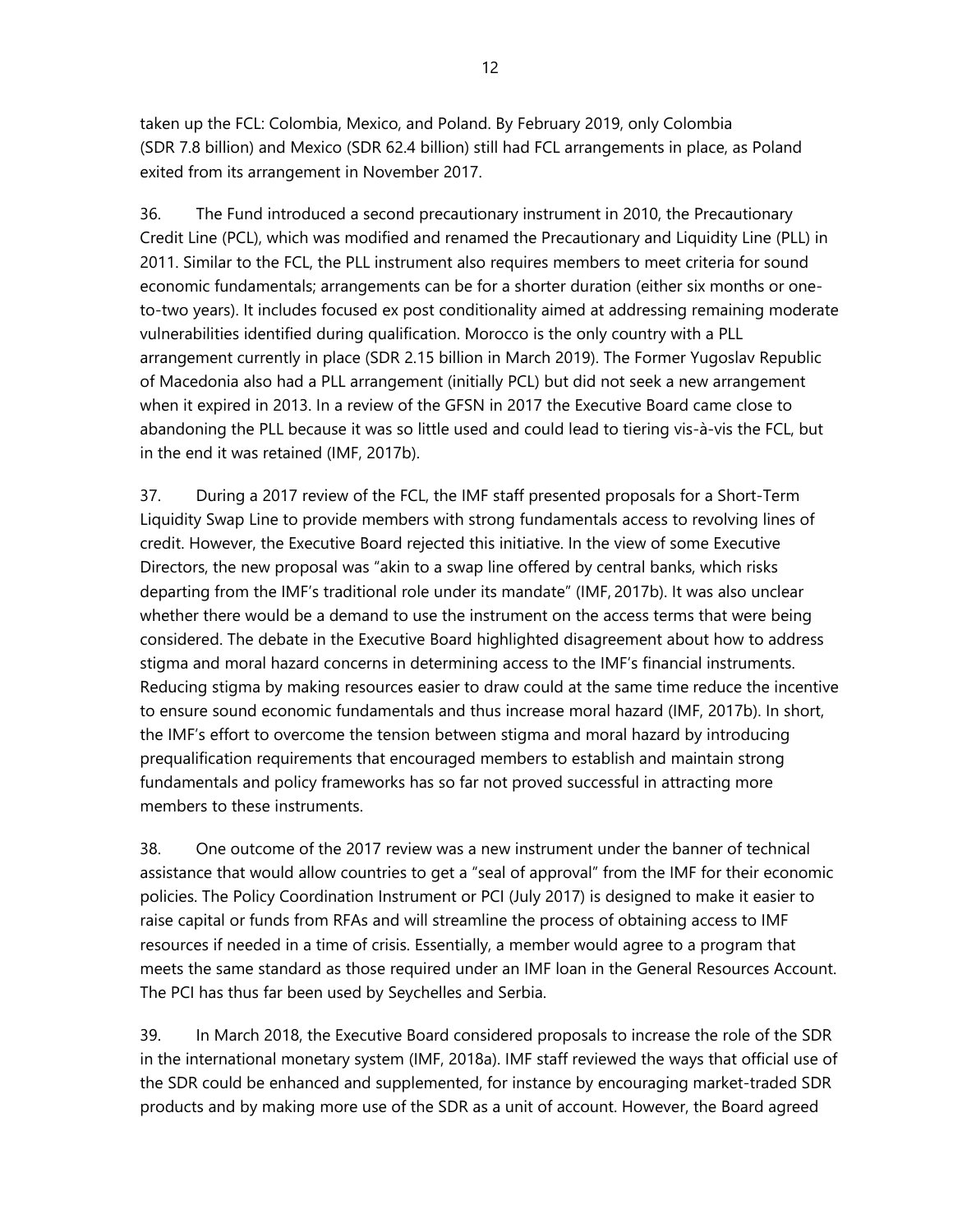taken up the FCL: Colombia, Mexico, and Poland. By February 2019, only Colombia (SDR 7.8 billion) and Mexico (SDR 62.4 billion) still had FCL arrangements in place, as Poland exited from its arrangement in November 2017.

36. The Fund introduced a second precautionary instrument in 2010, the Precautionary Credit Line (PCL), which was modified and renamed the Precautionary and Liquidity Line (PLL) in 2011. Similar to the FCL, the PLL instrument also requires members to meet criteria for sound economic fundamentals; arrangements can be for a shorter duration (either six months or one-to-two years). It includes focused ex post conditionality aimed at addressing remaining moderate vulnerabilities identified during qualification. Morocco is the only country with a PLL arrangement currently in place (SDR 2.15 billion in March 2019). The Former Yugoslav Republic of Macedonia also had a PLL arrangement (initially PCL) but did not seek a new arrangement when it expired in 2013. In a review of the GFSN in 2017 the Executive Board came close to abandoning the PLL because it was so little used and could lead to tiering vis-à-vis the FCL, but in the end it was retained (IMF, 2017b).

37. During a 2017 review of the FCL, the IMF staff presented proposals for a Short-Term Liquidity Swap Line to provide members with strong fundamentals access to revolving lines of credit. However, the Executive Board rejected this initiative. In the view of some Executive Directors, the new proposal was "akin to a swap line offered by central banks, which risks departing from the IMF's traditional role under its mandate" (IMF, 2017b). It was also unclear whether there would be a demand to use the instrument on the access terms that were being considered. The debate in the Executive Board highlighted disagreement about how to address stigma and moral hazard concerns in determining access to the IMF's financial instruments. Reducing stigma by making resources easier to draw could at the same time reduce the incentive to ensure sound economic fundamentals and thus increase moral hazard (IMF, 2017b). In short, the IMF's effort to overcome the tension between stigma and moral hazard by introducing prequalification requirements that encouraged members to establish and maintain strong fundamentals and policy frameworks has so far not proved successful in attracting more members to these instruments.

38. One outcome of the 2017 review was a new instrument under the banner of technical assistance that would allow countries to get a "seal of approval" from the IMF for their economic policies. The Policy Coordination Instrument or PCI (July 2017) is designed to make it easier to raise capital or funds from RFAs and will streamline the process of obtaining access to IMF resources if needed in a time of crisis. Essentially, a member would agree to a program that meets the same standard as those required under an IMF loan in the General Resources Account. The PCI has thus far been used by Seychelles and Serbia.

39. In March 2018, the Executive Board considered proposals to increase the role of the SDR in the international monetary system (IMF, 2018a). IMF staff reviewed the ways that official use of the SDR could be enhanced and supplemented, for instance by encouraging market-traded SDR products and by making more use of the SDR as a unit of account. However, the Board agreed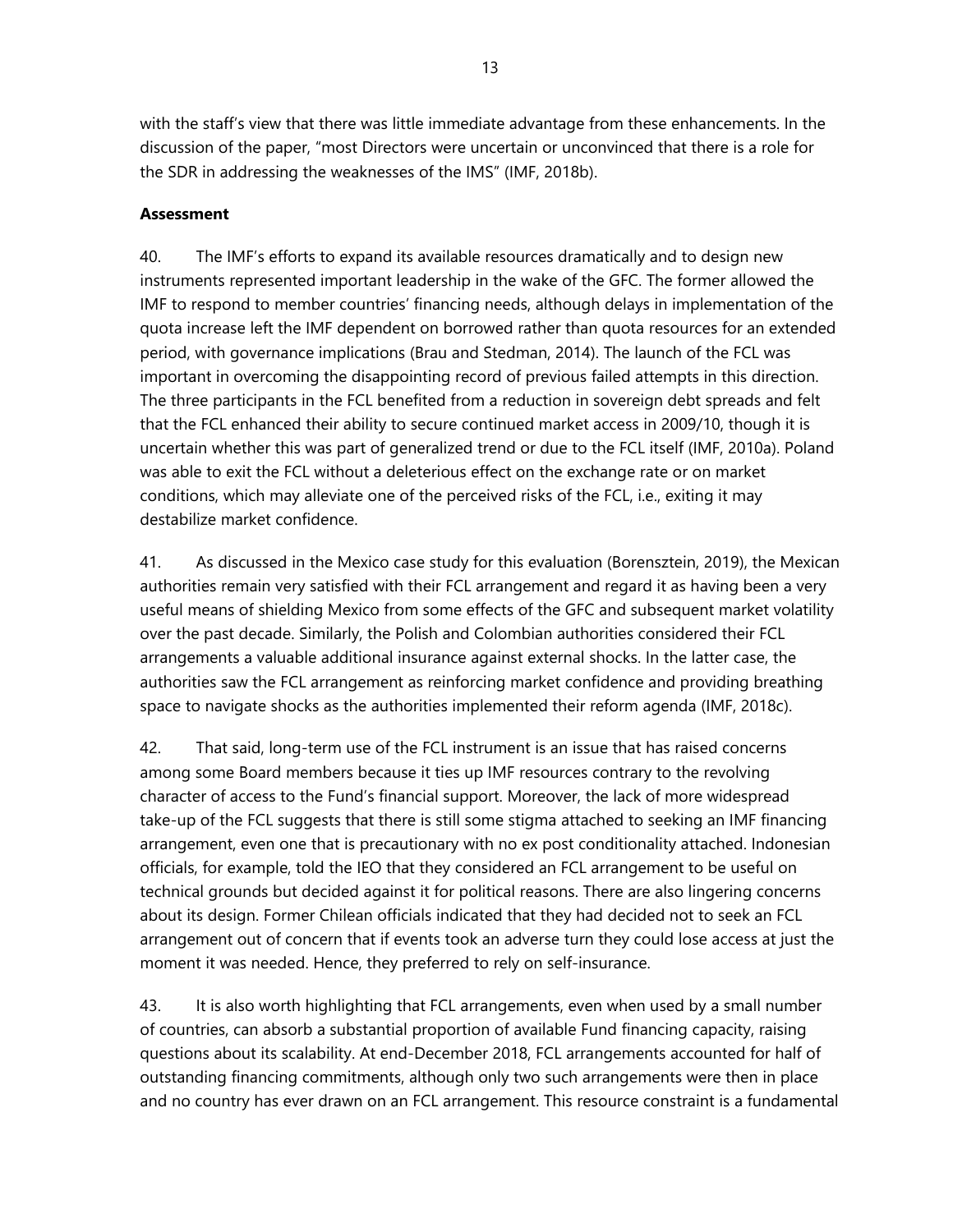with the staff's view that there was little immediate advantage from these enhancements. In the discussion of the paper, "most Directors were uncertain or unconvinced that there is a role for the SDR in addressing the weaknesses of the IMS" (IMF, 2018b).

**Assessment**

40. The IMF's efforts to expand its available resources dramatically and to design new instruments represented important leadership in the wake of the GFC. The former allowed the IMF to respond to member countries' financing needs, although delays in implementation of the quota increase left the IMF dependent on borrowed rather than quota resources for an extended period, with governance implications (Brau and Stedman, 2014). The launch of the FCL was important in overcoming the disappointing record of previous failed attempts in this direction. The three participants in the FCL benefited from a reduction in sovereign debt spreads and felt that the FCL enhanced their ability to secure continued market access in 2009/10, though it is uncertain whether this was part of generalized trend or due to the FCL itself (IMF, 2010a). Poland was able to exit the FCL without a deleterious effect on the exchange rate or on market conditions, which may alleviate one of the perceived risks of the FCL, i.e., exiting it may destabilize market confidence.

41. As discussed in the Mexico case study for this evaluation (Borensztein, 2019), the Mexican authorities remain very satisfied with their FCL arrangement and regard it as having been a very useful means of shielding Mexico from some effects of the GFC and subsequent market volatility over the past decade. Similarly, the Polish and Colombian authorities considered their FCL arrangements a valuable additional insurance against external shocks. In the latter case, the authorities saw the FCL arrangement as reinforcing market confidence and providing breathing space to navigate shocks as the authorities implemented their reform agenda (IMF, 2018c).

42. That said, long-term use of the FCL instrument is an issue that has raised concerns among some Board members because it ties up IMF resources contrary to the revolving character of access to the Fund's financial support. Moreover, the lack of more widespread take-up of the FCL suggests that there is still some stigma attached to seeking an IMF financing arrangement, even one that is precautionary with no ex post conditionality attached. Indonesian officials, for example, told the IEO that they considered an FCL arrangement to be useful on technical grounds but decided against it for political reasons. There are also lingering concerns about its design. Former Chilean officials indicated that they had decided not to seek an FCL arrangement out of concern that if events took an adverse turn they could lose access at just the moment it was needed. Hence, they preferred to rely on self-insurance.

43. It is also worth highlighting that FCL arrangements, even when used by a small number of countries, can absorb a substantial proportion of available Fund financing capacity, raising questions about its scalability. At end-December 2018, FCL arrangements accounted for half of outstanding financing commitments, although only two such arrangements were then in place and no country has ever drawn on an FCL arrangement. This resource constraint is a fundamental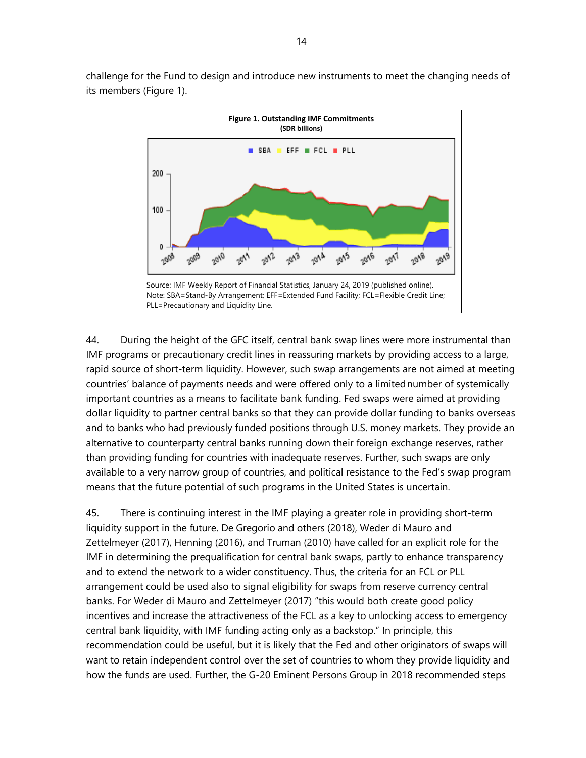challenge for the Fund to design and introduce new instruments to meet the changing needs of its members (Figure 1).

**Figure 1. Outstanding IMF Commitments**
**(SDR billions)**

Source: IMF Weekly Report of Financial Statistics, January 24, 2019 (published online).
Note: SBA=Stand-By Arrangement; EFF=Extended Fund Facility; FCL=Flexible Credit Line; PLL=Precautionary and Liquidity Line.

44. During the height of the GFC itself, central bank swap lines were more instrumental than IMF programs or precautionary credit lines in reassuring markets by providing access to a large, rapid source of short-term liquidity. However, such swap arrangements are not aimed at meeting countries' balance of payments needs and were offered only to a limited number of systemically important countries as a means to facilitate bank funding. Fed swaps were aimed at providing dollar liquidity to partner central banks so that they can provide dollar funding to banks overseas and to banks who had previously funded positions through U.S. money markets. They provide an alternative to counterparty central banks running down their foreign exchange reserves, rather than providing funding for countries with inadequate reserves. Further, such swaps are only available to a very narrow group of countries, and political resistance to the Fed's swap program means that the future potential of such programs in the United States is uncertain.

45. There is continuing interest in the IMF playing a greater role in providing short-term liquidity support in the future. De Gregorio and others (2018), Weder di Mauro and Zettelmeyer (2017), Henning (2016), and Truman (2010) have called for an explicit role for the IMF in determining the prequalification for central bank swaps, partly to enhance transparency and to extend the network to a wider constituency. Thus, the criteria for an FCL or PLL arrangement could be used also to signal eligibility for swaps from reserve currency central banks. For Weder di Mauro and Zettelmeyer (2017) "this would both create good policy incentives and increase the attractiveness of the FCL as a key to unlocking access to emergency central bank liquidity, with IMF funding acting only as a backstop." In principle, this recommendation could be useful, but it is likely that the Fed and other originators of swaps will want to retain independent control over the set of countries to whom they provide liquidity and how the funds are used. Further, the G-20 Eminent Persons Group in 2018 recommended steps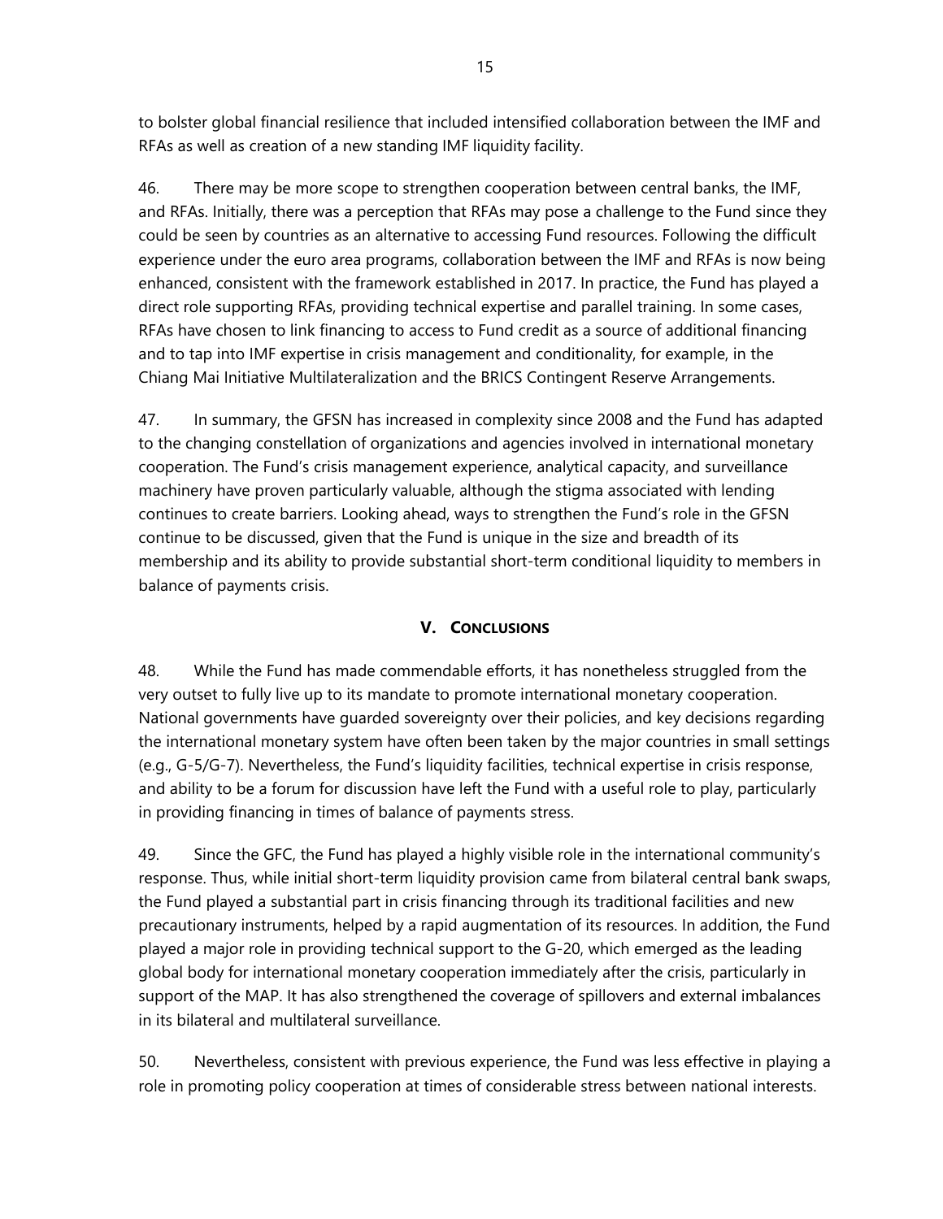to bolster global financial resilience that included intensified collaboration between the IMF and RFAs as well as creation of a new standing IMF liquidity facility.

46. There may be more scope to strengthen cooperation between central banks, the IMF, and RFAs. Initially, there was a perception that RFAs may pose a challenge to the Fund since they could be seen by countries as an alternative to accessing Fund resources. Following the difficult experience under the euro area programs, collaboration between the IMF and RFAs is now being enhanced, consistent with the framework established in 2017. In practice, the Fund has played a direct role supporting RFAs, providing technical expertise and parallel training. In some cases, RFAs have chosen to link financing to access to Fund credit as a source of additional financing and to tap into IMF expertise in crisis management and conditionality, for example, in the Chiang Mai Initiative Multilateralization and the BRICS Contingent Reserve Arrangements.

47. In summary, the GFSN has increased in complexity since 2008 and the Fund has adapted to the changing constellation of organizations and agencies involved in international monetary cooperation. The Fund's crisis management experience, analytical capacity, and surveillance machinery have proven particularly valuable, although the stigma associated with lending continues to create barriers. Looking ahead, ways to strengthen the Fund's role in the GFSN continue to be discussed, given that the Fund is unique in the size and breadth of its membership and its ability to provide substantial short-term conditional liquidity to members in balance of payments crisis.

## V. CONCLUSIONS

48. While the Fund has made commendable efforts, it has nonetheless struggled from the very outset to fully live up to its mandate to promote international monetary cooperation. National governments have guarded sovereignty over their policies, and key decisions regarding the international monetary system have often been taken by the major countries in small settings (e.g., G-5/G-7). Nevertheless, the Fund's liquidity facilities, technical expertise in crisis response, and ability to be a forum for discussion have left the Fund with a useful role to play, particularly in providing financing in times of balance of payments stress.

49. Since the GFC, the Fund has played a highly visible role in the international community's response. Thus, while initial short-term liquidity provision came from bilateral central bank swaps, the Fund played a substantial part in crisis financing through its traditional facilities and new precautionary instruments, helped by a rapid augmentation of its resources. In addition, the Fund played a major role in providing technical support to the G-20, which emerged as the leading global body for international monetary cooperation immediately after the crisis, particularly in support of the MAP. It has also strengthened the coverage of spillovers and external imbalances in its bilateral and multilateral surveillance.

50. Nevertheless, consistent with previous experience, the Fund was less effective in playing a role in promoting policy cooperation at times of considerable stress between national interests.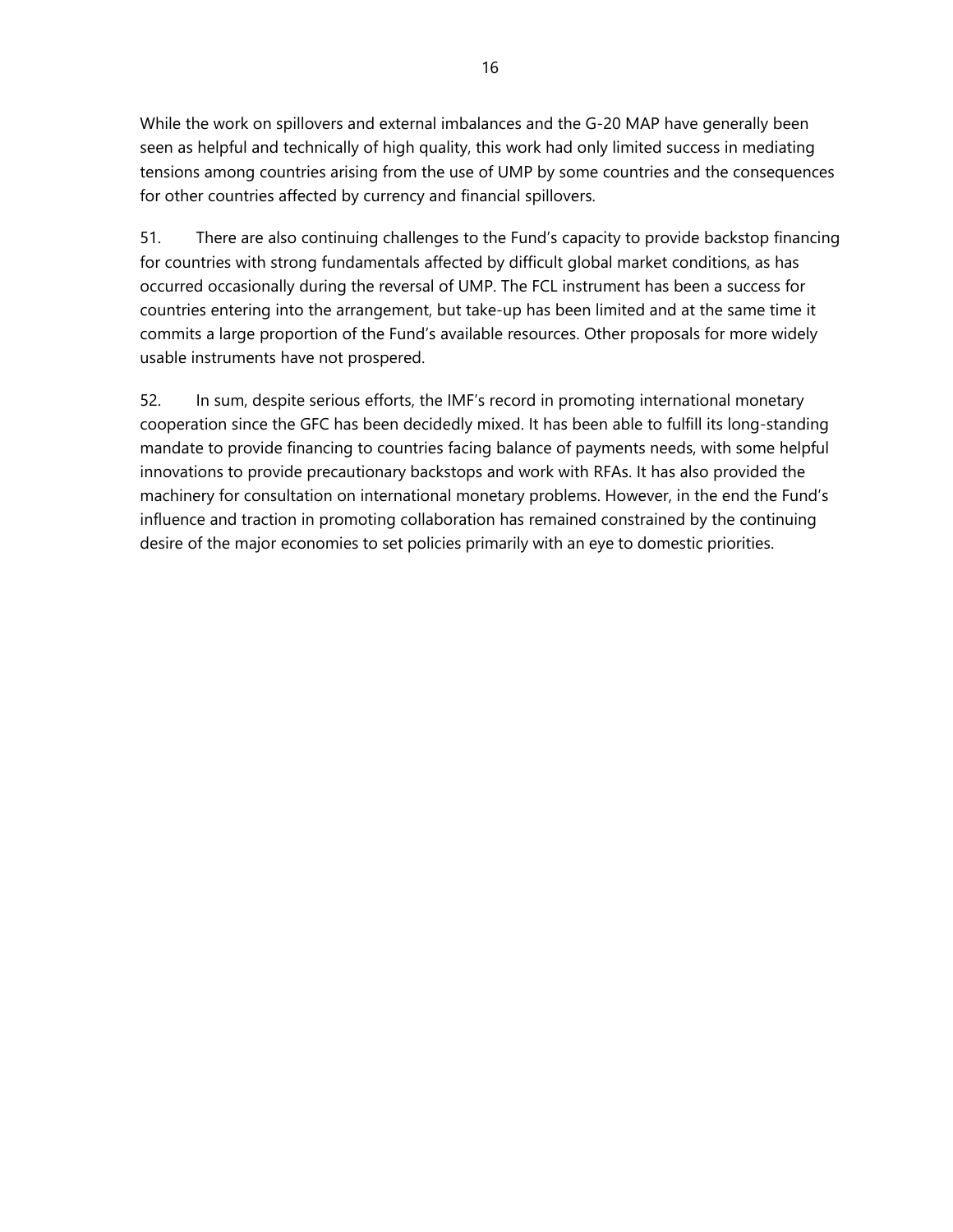While the work on spillovers and external imbalances and the G-20 MAP have generally been seen as helpful and technically of high quality, this work had only limited success in mediating tensions among countries arising from the use of UMP by some countries and the consequences for other countries affected by currency and financial spillovers.

51. There are also continuing challenges to the Fund's capacity to provide backstop financing for countries with strong fundamentals affected by difficult global market conditions, as has occurred occasionally during the reversal of UMP. The FCL instrument has been a success for countries entering into the arrangement, but take-up has been limited and at the same time it commits a large proportion of the Fund's available resources. Other proposals for more widely usable instruments have not prospered.

52. In sum, despite serious efforts, the IMF's record in promoting international monetary cooperation since the GFC has been decidedly mixed. It has been able to fulfill its long-standing mandate to provide financing to countries facing balance of payments needs, with some helpful innovations to provide precautionary backstops and work with RFAs. It has also provided the machinery for consultation on international monetary problems. However, in the end the Fund's influence and traction in promoting collaboration has remained constrained by the continuing desire of the major economies to set policies primarily with an eye to domestic priorities.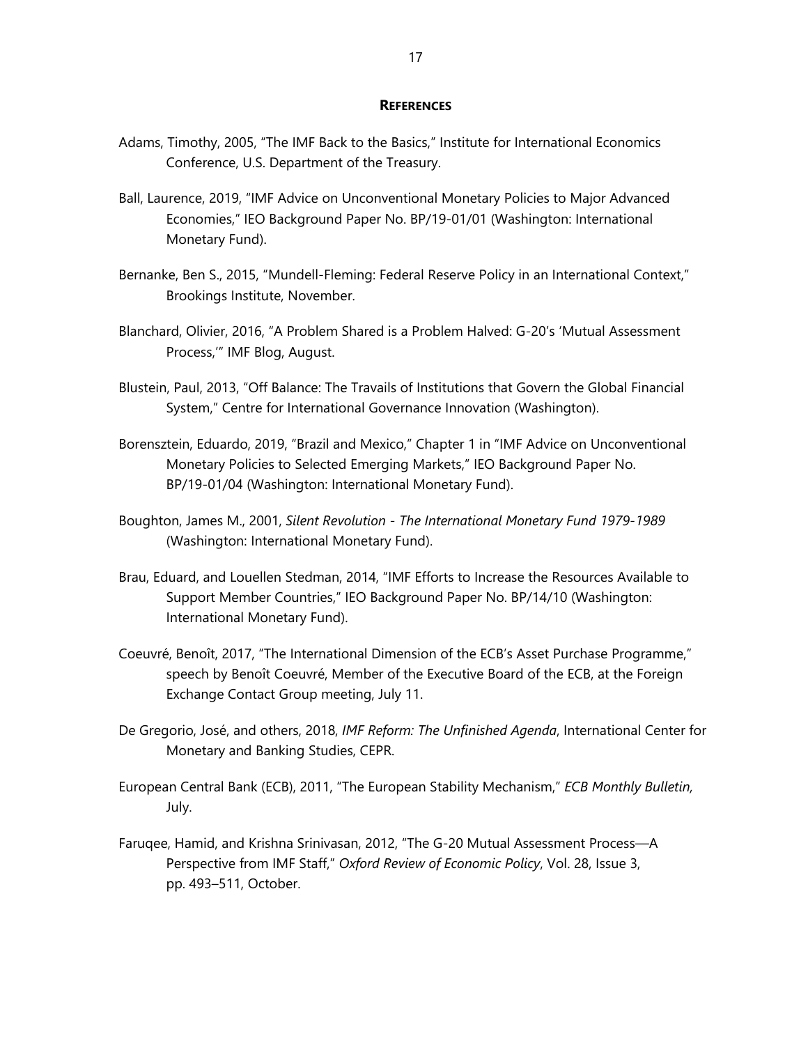## REFERENCES

Adams, Timothy, 2005, "The IMF Back to the Basics," Institute for International Economics Conference, U.S. Department of the Treasury.

Ball, Laurence, 2019, "IMF Advice on Unconventional Monetary Policies to Major Advanced Economies," IEO Background Paper No. BP/19-01/01 (Washington: International Monetary Fund).

Bernanke, Ben S., 2015, "Mundell-Fleming: Federal Reserve Policy in an International Context," Brookings Institute, November.

Blanchard, Olivier, 2016, "A Problem Shared is a Problem Halved: G-20's 'Mutual Assessment Process,'" IMF Blog, August.

Blustein, Paul, 2013, "Off Balance: The Travails of Institutions that Govern the Global Financial System," Centre for International Governance Innovation (Washington).

Borensztein, Eduardo, 2019, "Brazil and Mexico," Chapter 1 in "IMF Advice on Unconventional Monetary Policies to Selected Emerging Markets," IEO Background Paper No. BP/19-01/04 (Washington: International Monetary Fund).

Boughton, James M., 2001, *Silent Revolution - The International Monetary Fund 1979-1989* (Washington: International Monetary Fund).

Brau, Eduard, and Louellen Stedman, 2014, "IMF Efforts to Increase the Resources Available to Support Member Countries," IEO Background Paper No. BP/14/10 (Washington: International Monetary Fund).

Coeuvré, Benoît, 2017, "The International Dimension of the ECB's Asset Purchase Programme," speech by Benoît Coeuvré, Member of the Executive Board of the ECB, at the Foreign Exchange Contact Group meeting, July 11.

De Gregorio, José, and others, 2018, *IMF Reform: The Unfinished Agenda*, International Center for Monetary and Banking Studies, CEPR.

European Central Bank (ECB), 2011, "The European Stability Mechanism," *ECB Monthly Bulletin,* July.

Faruqee, Hamid, and Krishna Srinivasan, 2012, "The G-20 Mutual Assessment Process—A Perspective from IMF Staff," *Oxford Review of Economic Policy*, Vol. 28, Issue 3, pp. 493–511, October.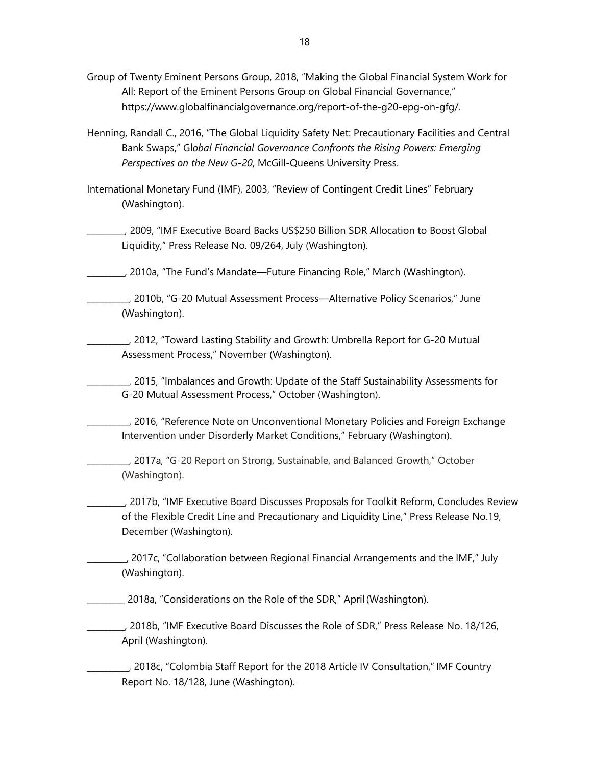Group of Twenty Eminent Persons Group, 2018, "Making the Global Financial System Work for All: Report of the Eminent Persons Group on Global Financial Governance," https://www.globalfinancialgovernance.org/report-of-the-g20-epg-on-gfg/.

Henning, Randall C., 2016, "The Global Liquidity Safety Net: Precautionary Facilities and Central Bank Swaps," Gl*obal Financial Governance Confronts the Rising Powers: Emerging Perspectives on the New G-20*, McGill-Queens University Press.

International Monetary Fund (IMF), 2003, "Review of Contingent Credit Lines" February (Washington).

_________, 2009, "IMF Executive Board Backs US$250 Billion SDR Allocation to Boost Global Liquidity," Press Release No. 09/264, July (Washington).

_________, 2010a, "The Fund's Mandate—Future Financing Role," March (Washington).

_________, 2010b, "G-20 Mutual Assessment Process—Alternative Policy Scenarios," June (Washington).

_________, 2012, "Toward Lasting Stability and Growth: Umbrella Report for G-20 Mutual Assessment Process," November (Washington).

_________, 2015, "Imbalances and Growth: Update of the Staff Sustainability Assessments for G-20 Mutual Assessment Process," October (Washington).

_________, 2016, "Reference Note on Unconventional Monetary Policies and Foreign Exchange Intervention under Disorderly Market Conditions," February (Washington).

_________, 2017a, "G-20 Report on Strong, Sustainable, and Balanced Growth," October (Washington).

_________, 2017b, "IMF Executive Board Discusses Proposals for Toolkit Reform, Concludes Review of the Flexible Credit Line and Precautionary and Liquidity Line," Press Release No.19, December (Washington).

_________, 2017c, "Collaboration between Regional Financial Arrangements and the IMF," July (Washington).

_________ 2018a, "Considerations on the Role of the SDR," April (Washington).

_________, 2018b, "IMF Executive Board Discusses the Role of SDR," Press Release No. 18/126, April (Washington).

_________, 2018c, "Colombia Staff Report for the 2018 Article IV Consultation," IMF Country Report No. 18/128, June (Washington).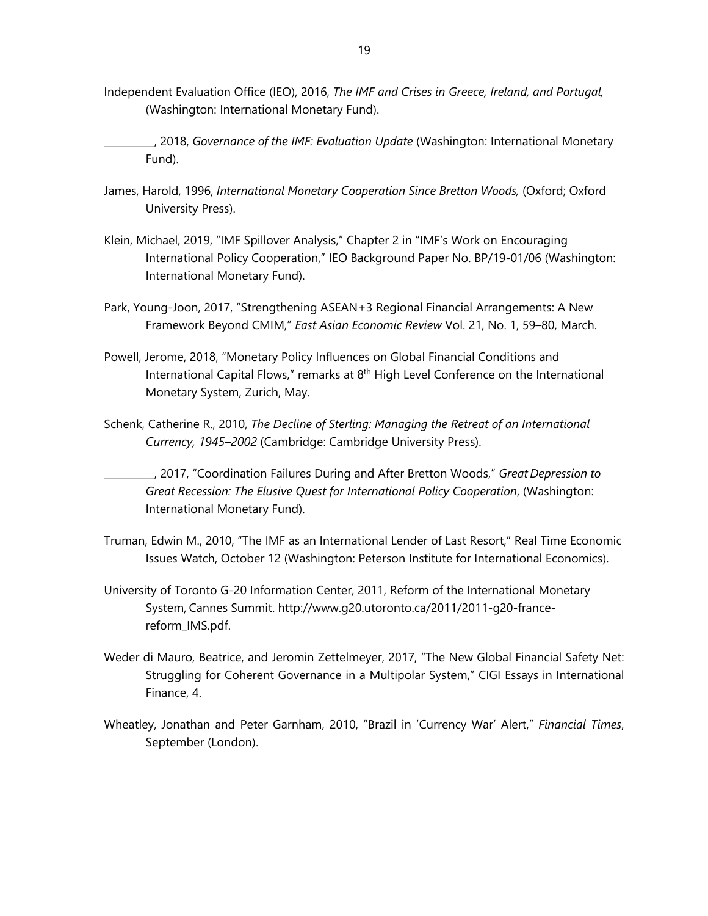Independent Evaluation Office (IEO), 2016, *The IMF and Crises in Greece, Ireland, and Portugal,* (Washington: International Monetary Fund).

__________, 2018, *Governance of the IMF: Evaluation Update* (Washington: International Monetary Fund).

James, Harold, 1996, *International Monetary Cooperation Since Bretton Woods,* (Oxford; Oxford University Press).

Klein, Michael, 2019, "IMF Spillover Analysis," Chapter 2 in "IMF's Work on Encouraging International Policy Cooperation," IEO Background Paper No. BP/19-01/06 (Washington: International Monetary Fund).

Park, Young-Joon, 2017, "Strengthening ASEAN+3 Regional Financial Arrangements: A New Framework Beyond CMIM," *East Asian Economic Review* Vol. 21, No. 1, 59–80, March.

Powell, Jerome, 2018, "Monetary Policy Influences on Global Financial Conditions and International Capital Flows," remarks at 8th High Level Conference on the International Monetary System, Zurich, May.

Schenk, Catherine R., 2010, *The Decline of Sterling: Managing the Retreat of an International Currency, 1945–2002* (Cambridge: Cambridge University Press).

__________, 2017, "Coordination Failures During and After Bretton Woods," *Great Depression to Great Recession: The Elusive Quest for International Policy Cooperation*, (Washington: International Monetary Fund).

Truman, Edwin M., 2010, "The IMF as an International Lender of Last Resort," Real Time Economic Issues Watch, October 12 (Washington: Peterson Institute for International Economics).

University of Toronto G-20 Information Center, 2011, Reform of the International Monetary System, Cannes Summit. http://www.g20.utoronto.ca/2011/2011-g20-france-reform_IMS.pdf.

Weder di Mauro, Beatrice, and Jeromin Zettelmeyer, 2017, "The New Global Financial Safety Net: Struggling for Coherent Governance in a Multipolar System," CIGI Essays in International Finance, 4.

Wheatley, Jonathan and Peter Garnham, 2010, "Brazil in 'Currency War' Alert," *Financial Times*, September (London).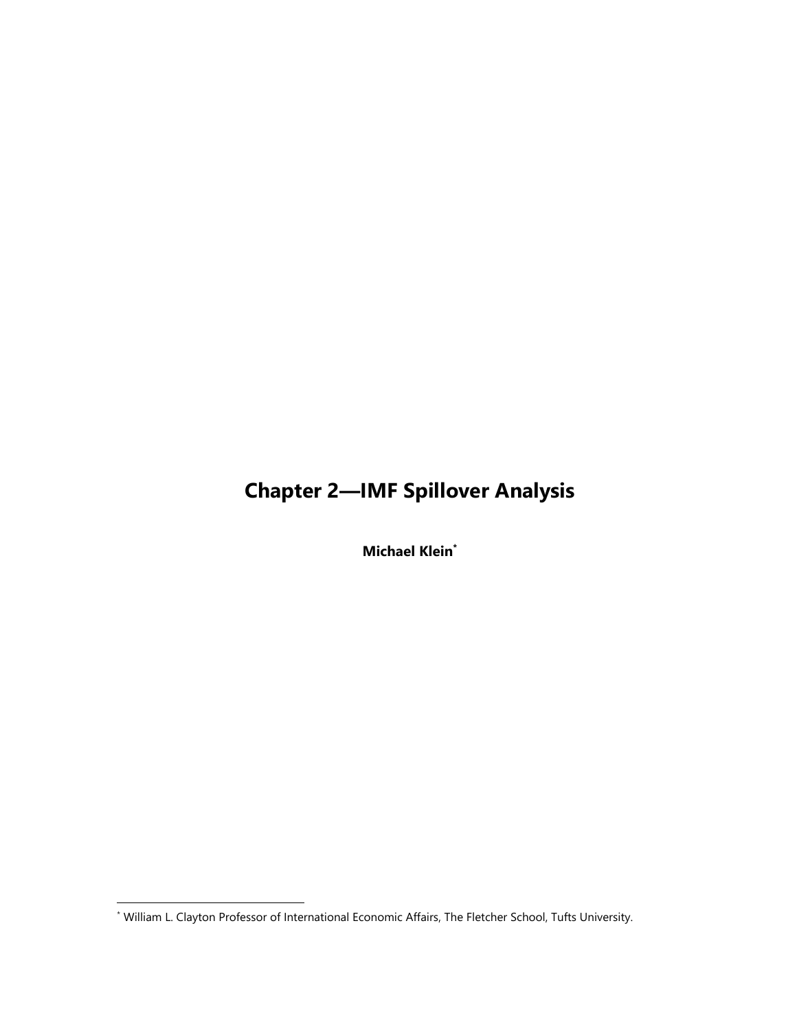# Chapter 2—IMF Spillover Analysis

**Michael Klein**[*]

[*] William L. Clayton Professor of International Economic Affairs, The Fletcher School, Tufts University.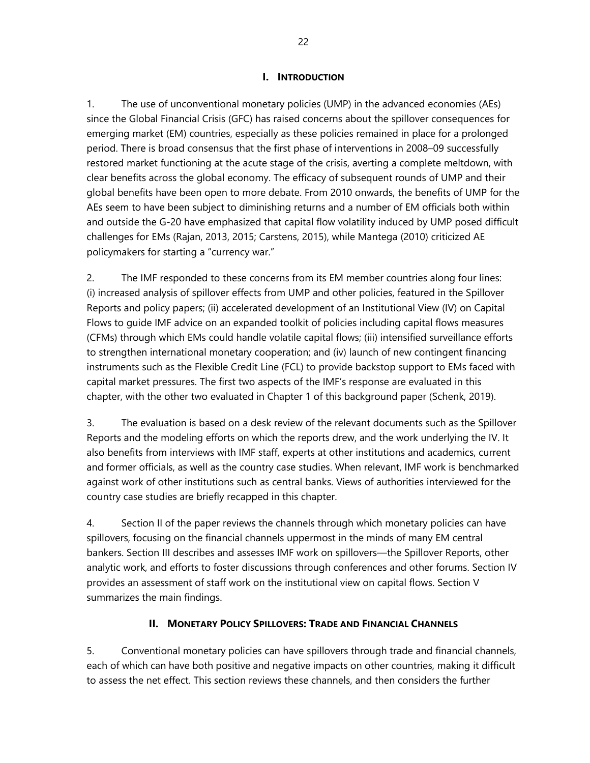## I. Introduction

1. The use of unconventional monetary policies (UMP) in the advanced economies (AEs) since the Global Financial Crisis (GFC) has raised concerns about the spillover consequences for emerging market (EM) countries, especially as these policies remained in place for a prolonged period. There is broad consensus that the first phase of interventions in 2008–09 successfully restored market functioning at the acute stage of the crisis, averting a complete meltdown, with clear benefits across the global economy. The efficacy of subsequent rounds of UMP and their global benefits have been open to more debate. From 2010 onwards, the benefits of UMP for the AEs seem to have been subject to diminishing returns and a number of EM officials both within and outside the G-20 have emphasized that capital flow volatility induced by UMP posed difficult challenges for EMs (Rajan, 2013, 2015; Carstens, 2015), while Mantega (2010) criticized AE policymakers for starting a "currency war."

2. The IMF responded to these concerns from its EM member countries along four lines: (i) increased analysis of spillover effects from UMP and other policies, featured in the Spillover Reports and policy papers; (ii) accelerated development of an Institutional View (IV) on Capital Flows to guide IMF advice on an expanded toolkit of policies including capital flows measures (CFMs) through which EMs could handle volatile capital flows; (iii) intensified surveillance efforts to strengthen international monetary cooperation; and (iv) launch of new contingent financing instruments such as the Flexible Credit Line (FCL) to provide backstop support to EMs faced with capital market pressures. The first two aspects of the IMF's response are evaluated in this chapter, with the other two evaluated in Chapter 1 of this background paper (Schenk, 2019).

3. The evaluation is based on a desk review of the relevant documents such as the Spillover Reports and the modeling efforts on which the reports drew, and the work underlying the IV. It also benefits from interviews with IMF staff, experts at other institutions and academics, current and former officials, as well as the country case studies. When relevant, IMF work is benchmarked against work of other institutions such as central banks. Views of authorities interviewed for the country case studies are briefly recapped in this chapter.

4. Section II of the paper reviews the channels through which monetary policies can have spillovers, focusing on the financial channels uppermost in the minds of many EM central bankers. Section III describes and assesses IMF work on spillovers—the Spillover Reports, other analytic work, and efforts to foster discussions through conferences and other forums. Section IV provides an assessment of staff work on the institutional view on capital flows. Section V summarizes the main findings.

## II. Monetary Policy Spillovers: Trade and Financial Channels

5. Conventional monetary policies can have spillovers through trade and financial channels, each of which can have both positive and negative impacts on other countries, making it difficult to assess the net effect. This section reviews these channels, and then considers the further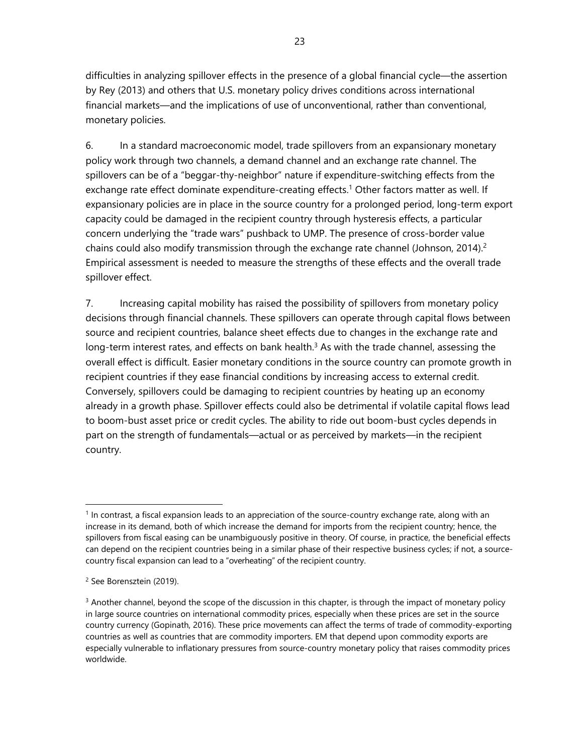difficulties in analyzing spillover effects in the presence of a global financial cycle—the assertion by Rey (2013) and others that U.S. monetary policy drives conditions across international financial markets—and the implications of use of unconventional, rather than conventional, monetary policies.

6. In a standard macroeconomic model, trade spillovers from an expansionary monetary policy work through two channels, a demand channel and an exchange rate channel. The spillovers can be of a "beggar-thy-neighbor" nature if expenditure-switching effects from the exchange rate effect dominate expenditure-creating effects.[1] Other factors matter as well. If expansionary policies are in place in the source country for a prolonged period, long-term export capacity could be damaged in the recipient country through hysteresis effects, a particular concern underlying the "trade wars" pushback to UMP. The presence of cross-border value chains could also modify transmission through the exchange rate channel (Johnson, 2014).[2] Empirical assessment is needed to measure the strengths of these effects and the overall trade spillover effect.

7. Increasing capital mobility has raised the possibility of spillovers from monetary policy decisions through financial channels. These spillovers can operate through capital flows between source and recipient countries, balance sheet effects due to changes in the exchange rate and long-term interest rates, and effects on bank health.[3] As with the trade channel, assessing the overall effect is difficult. Easier monetary conditions in the source country can promote growth in recipient countries if they ease financial conditions by increasing access to external credit. Conversely, spillovers could be damaging to recipient countries by heating up an economy already in a growth phase. Spillover effects could also be detrimental if volatile capital flows lead to boom-bust asset price or credit cycles. The ability to ride out boom-bust cycles depends in part on the strength of fundamentals—actual or as perceived by markets—in the recipient country.

---

[1] In contrast, a fiscal expansion leads to an appreciation of the source-country exchange rate, along with an increase in its demand, both of which increase the demand for imports from the recipient country; hence, the spillovers from fiscal easing can be unambiguously positive in theory. Of course, in practice, the beneficial effects can depend on the recipient countries being in a similar phase of their respective business cycles; if not, a source-country fiscal expansion can lead to a "overheating" of the recipient country.

[2] See Borensztein (2019).

[3] Another channel, beyond the scope of the discussion in this chapter, is through the impact of monetary policy in large source countries on international commodity prices, especially when these prices are set in the source country currency (Gopinath, 2016). These price movements can affect the terms of trade of commodity-exporting countries as well as countries that are commodity importers. EM that depend upon commodity exports are especially vulnerable to inflationary pressures from source-country monetary policy that raises commodity prices worldwide.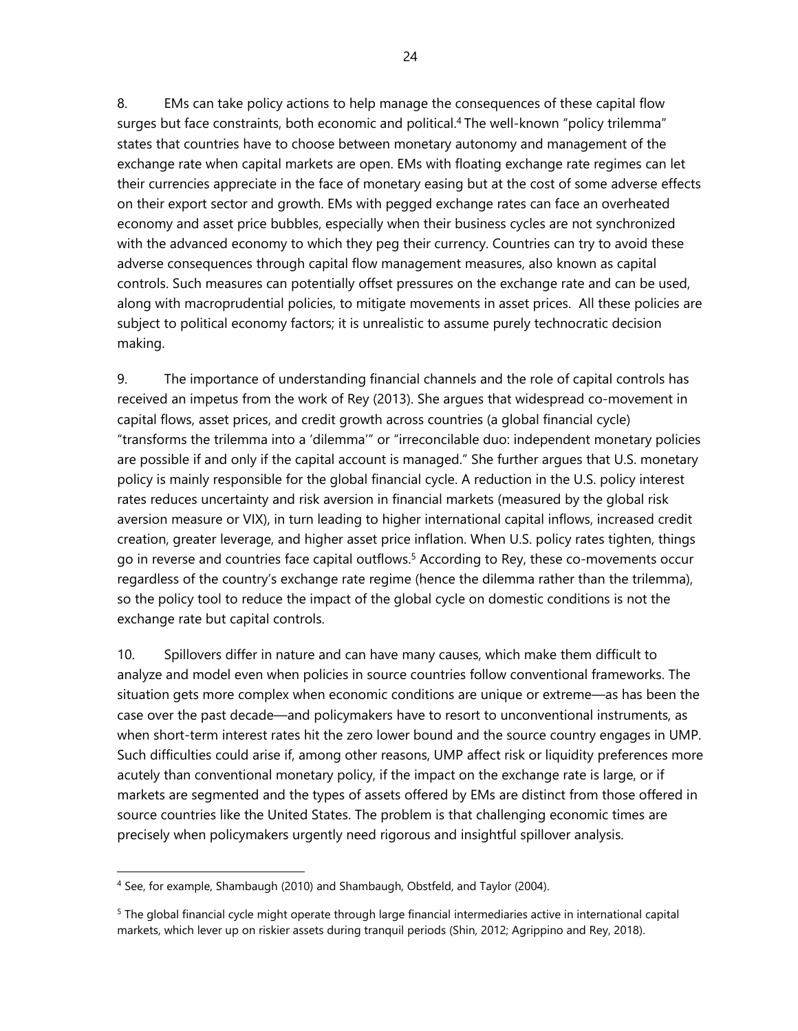8. EMs can take policy actions to help manage the consequences of these capital flow surges but face constraints, both economic and political.[4] The well-known "policy trilemma" states that countries have to choose between monetary autonomy and management of the exchange rate when capital markets are open. EMs with floating exchange rate regimes can let their currencies appreciate in the face of monetary easing but at the cost of some adverse effects on their export sector and growth. EMs with pegged exchange rates can face an overheated economy and asset price bubbles, especially when their business cycles are not synchronized with the advanced economy to which they peg their currency. Countries can try to avoid these adverse consequences through capital flow management measures, also known as capital controls. Such measures can potentially offset pressures on the exchange rate and can be used, along with macroprudential policies, to mitigate movements in asset prices. All these policies are subject to political economy factors; it is unrealistic to assume purely technocratic decision making.

9. The importance of understanding financial channels and the role of capital controls has received an impetus from the work of Rey (2013). She argues that widespread co-movement in capital flows, asset prices, and credit growth across countries (a global financial cycle) "transforms the trilemma into a 'dilemma'" or "irreconcilable duo: independent monetary policies are possible if and only if the capital account is managed." She further argues that U.S. monetary policy is mainly responsible for the global financial cycle. A reduction in the U.S. policy interest rates reduces uncertainty and risk aversion in financial markets (measured by the global risk aversion measure or VIX), in turn leading to higher international capital inflows, increased credit creation, greater leverage, and higher asset price inflation. When U.S. policy rates tighten, things go in reverse and countries face capital outflows.[5] According to Rey, these co-movements occur regardless of the country's exchange rate regime (hence the dilemma rather than the trilemma), so the policy tool to reduce the impact of the global cycle on domestic conditions is not the exchange rate but capital controls.

10. Spillovers differ in nature and can have many causes, which make them difficult to analyze and model even when policies in source countries follow conventional frameworks. The situation gets more complex when economic conditions are unique or extreme—as has been the case over the past decade—and policymakers have to resort to unconventional instruments, as when short-term interest rates hit the zero lower bound and the source country engages in UMP. Such difficulties could arise if, among other reasons, UMP affect risk or liquidity preferences more acutely than conventional monetary policy, if the impact on the exchange rate is large, or if markets are segmented and the types of assets offered by EMs are distinct from those offered in source countries like the United States. The problem is that challenging economic times are precisely when policymakers urgently need rigorous and insightful spillover analysis.

---

[4] See, for example, Shambaugh (2010) and Shambaugh, Obstfeld, and Taylor (2004).

[5] The global financial cycle might operate through large financial intermediaries active in international capital markets, which lever up on riskier assets during tranquil periods (Shin, 2012; Agrippino and Rey, 2018).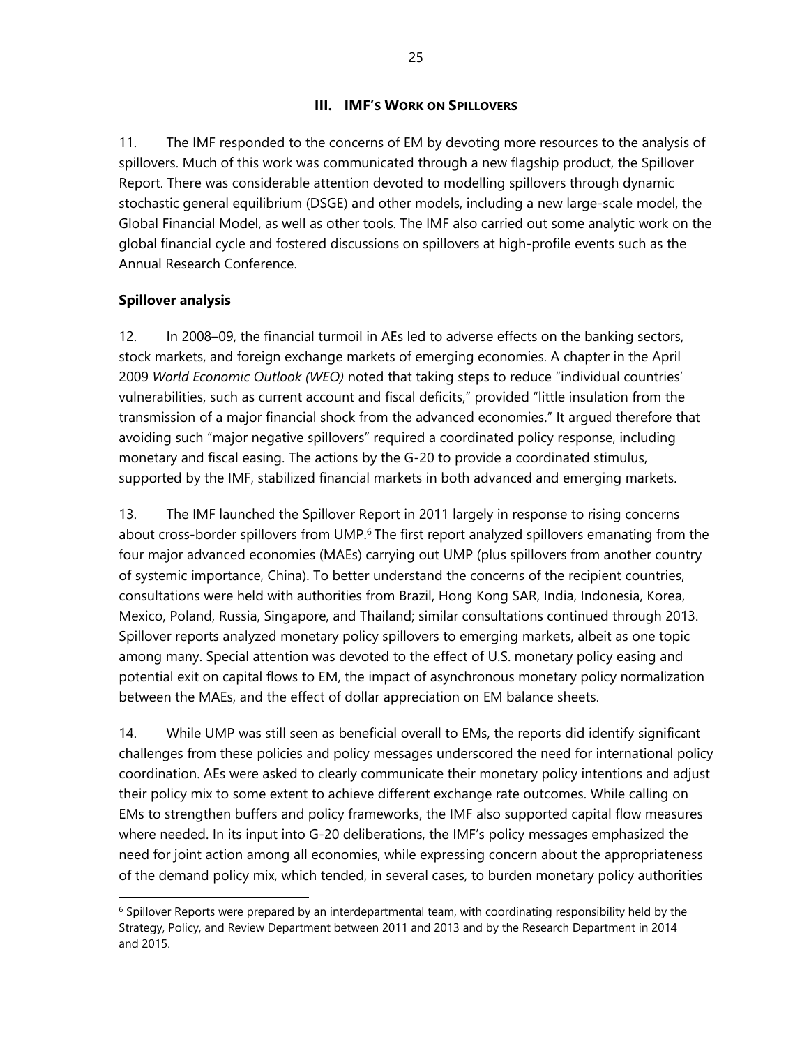## III. IMF'S WORK ON SPILLOVERS

11. The IMF responded to the concerns of EM by devoting more resources to the analysis of spillovers. Much of this work was communicated through a new flagship product, the Spillover Report. There was considerable attention devoted to modelling spillovers through dynamic stochastic general equilibrium (DSGE) and other models, including a new large-scale model, the Global Financial Model, as well as other tools. The IMF also carried out some analytic work on the global financial cycle and fostered discussions on spillovers at high-profile events such as the Annual Research Conference.

### Spillover analysis

12. In 2008–09, the financial turmoil in AEs led to adverse effects on the banking sectors, stock markets, and foreign exchange markets of emerging economies. A chapter in the April 2009 *World Economic Outlook (WEO)* noted that taking steps to reduce "individual countries' vulnerabilities, such as current account and fiscal deficits," provided "little insulation from the transmission of a major financial shock from the advanced economies." It argued therefore that avoiding such "major negative spillovers" required a coordinated policy response, including monetary and fiscal easing. The actions by the G-20 to provide a coordinated stimulus, supported by the IMF, stabilized financial markets in both advanced and emerging markets.

13. The IMF launched the Spillover Report in 2011 largely in response to rising concerns about cross-border spillovers from UMP.[6] The first report analyzed spillovers emanating from the four major advanced economies (MAEs) carrying out UMP (plus spillovers from another country of systemic importance, China). To better understand the concerns of the recipient countries, consultations were held with authorities from Brazil, Hong Kong SAR, India, Indonesia, Korea, Mexico, Poland, Russia, Singapore, and Thailand; similar consultations continued through 2013. Spillover reports analyzed monetary policy spillovers to emerging markets, albeit as one topic among many. Special attention was devoted to the effect of U.S. monetary policy easing and potential exit on capital flows to EM, the impact of asynchronous monetary policy normalization between the MAEs, and the effect of dollar appreciation on EM balance sheets.

14. While UMP was still seen as beneficial overall to EMs, the reports did identify significant challenges from these policies and policy messages underscored the need for international policy coordination. AEs were asked to clearly communicate their monetary policy intentions and adjust their policy mix to some extent to achieve different exchange rate outcomes. While calling on EMs to strengthen buffers and policy frameworks, the IMF also supported capital flow measures where needed. In its input into G-20 deliberations, the IMF's policy messages emphasized the need for joint action among all economies, while expressing concern about the appropriateness of the demand policy mix, which tended, in several cases, to burden monetary policy authorities

[6] Spillover Reports were prepared by an interdepartmental team, with coordinating responsibility held by the Strategy, Policy, and Review Department between 2011 and 2013 and by the Research Department in 2014 and 2015.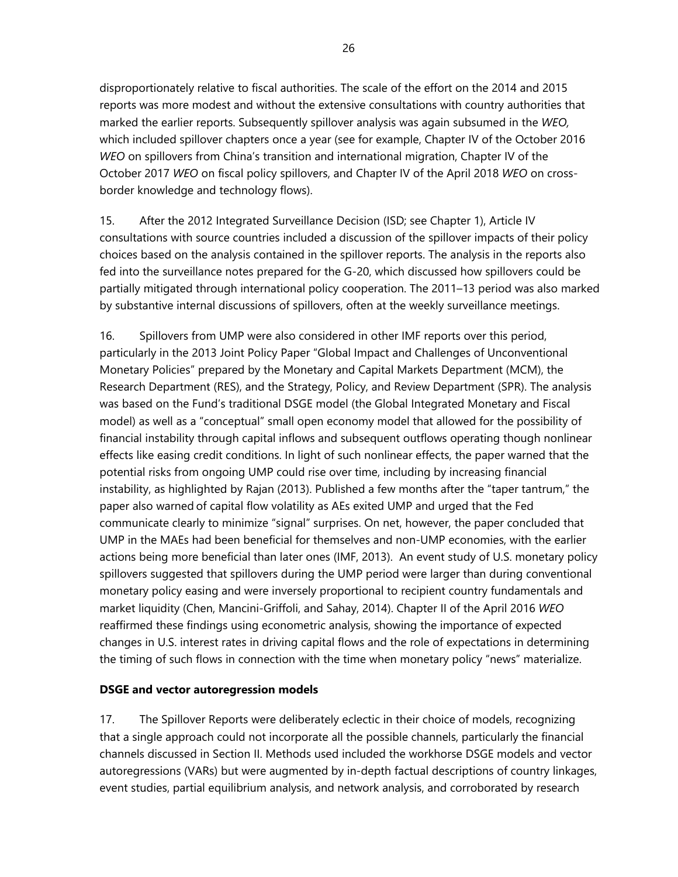disproportionately relative to fiscal authorities. The scale of the effort on the 2014 and 2015 reports was more modest and without the extensive consultations with country authorities that marked the earlier reports. Subsequently spillover analysis was again subsumed in the *WEO,* which included spillover chapters once a year (see for example, Chapter IV of the October 2016 *WEO* on spillovers from China's transition and international migration, Chapter IV of the October 2017 *WEO* on fiscal policy spillovers, and Chapter IV of the April 2018 *WEO* on cross-border knowledge and technology flows).

15. After the 2012 Integrated Surveillance Decision (ISD; see Chapter 1), Article IV consultations with source countries included a discussion of the spillover impacts of their policy choices based on the analysis contained in the spillover reports. The analysis in the reports also fed into the surveillance notes prepared for the G-20, which discussed how spillovers could be partially mitigated through international policy cooperation. The 2011–13 period was also marked by substantive internal discussions of spillovers, often at the weekly surveillance meetings.

16. Spillovers from UMP were also considered in other IMF reports over this period, particularly in the 2013 Joint Policy Paper "Global Impact and Challenges of Unconventional Monetary Policies" prepared by the Monetary and Capital Markets Department (MCM), the Research Department (RES), and the Strategy, Policy, and Review Department (SPR). The analysis was based on the Fund's traditional DSGE model (the Global Integrated Monetary and Fiscal model) as well as a "conceptual" small open economy model that allowed for the possibility of financial instability through capital inflows and subsequent outflows operating though nonlinear effects like easing credit conditions. In light of such nonlinear effects, the paper warned that the potential risks from ongoing UMP could rise over time, including by increasing financial instability, as highlighted by Rajan (2013). Published a few months after the "taper tantrum," the paper also warned of capital flow volatility as AEs exited UMP and urged that the Fed communicate clearly to minimize "signal" surprises. On net, however, the paper concluded that UMP in the MAEs had been beneficial for themselves and non-UMP economies, with the earlier actions being more beneficial than later ones (IMF, 2013). An event study of U.S. monetary policy spillovers suggested that spillovers during the UMP period were larger than during conventional monetary policy easing and were inversely proportional to recipient country fundamentals and market liquidity (Chen, Mancini-Griffoli, and Sahay, 2014). Chapter II of the April 2016 *WEO* reaffirmed these findings using econometric analysis, showing the importance of expected changes in U.S. interest rates in driving capital flows and the role of expectations in determining the timing of such flows in connection with the time when monetary policy "news" materialize.

**DSGE and vector autoregression models**

17. The Spillover Reports were deliberately eclectic in their choice of models, recognizing that a single approach could not incorporate all the possible channels, particularly the financial channels discussed in Section II. Methods used included the workhorse DSGE models and vector autoregressions (VARs) but were augmented by in-depth factual descriptions of country linkages, event studies, partial equilibrium analysis, and network analysis, and corroborated by research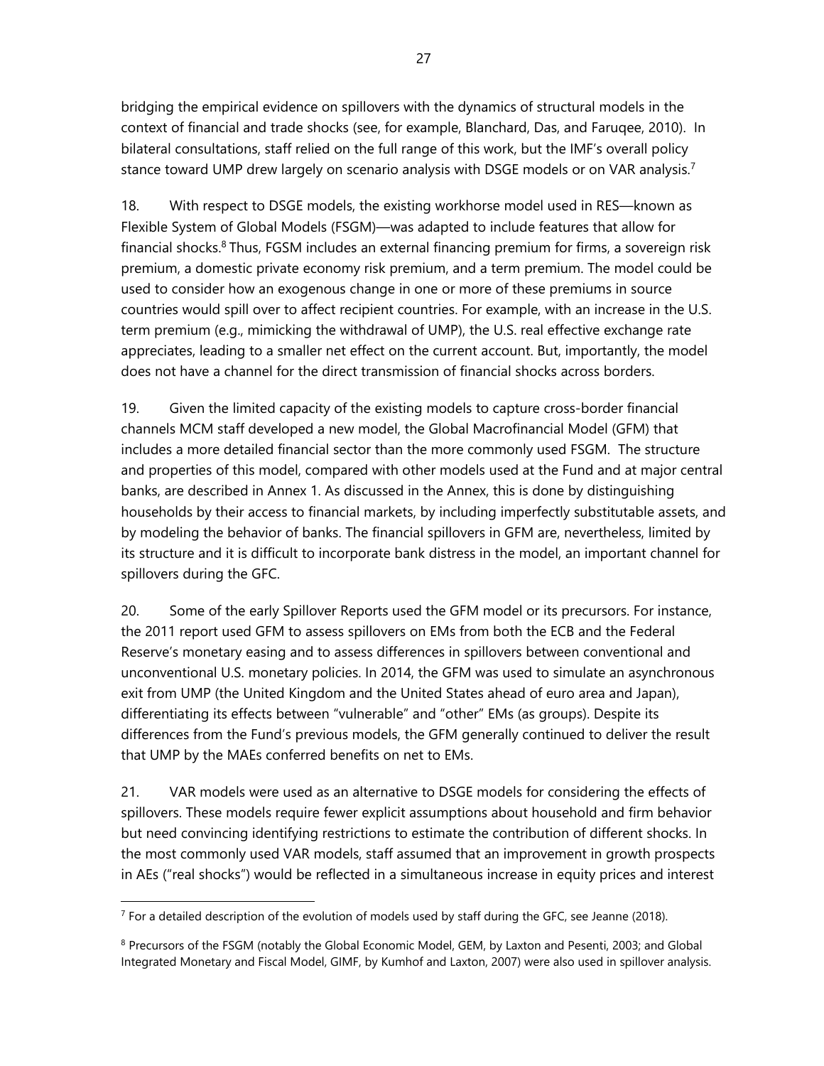bridging the empirical evidence on spillovers with the dynamics of structural models in the context of financial and trade shocks (see, for example, Blanchard, Das, and Faruqee, 2010). In bilateral consultations, staff relied on the full range of this work, but the IMF's overall policy stance toward UMP drew largely on scenario analysis with DSGE models or on VAR analysis.[7]

18. With respect to DSGE models, the existing workhorse model used in RES—known as Flexible System of Global Models (FSGM)—was adapted to include features that allow for financial shocks.[8] Thus, FGSM includes an external financing premium for firms, a sovereign risk premium, a domestic private economy risk premium, and a term premium. The model could be used to consider how an exogenous change in one or more of these premiums in source countries would spill over to affect recipient countries. For example, with an increase in the U.S. term premium (e.g., mimicking the withdrawal of UMP), the U.S. real effective exchange rate appreciates, leading to a smaller net effect on the current account. But, importantly, the model does not have a channel for the direct transmission of financial shocks across borders.

19. Given the limited capacity of the existing models to capture cross-border financial channels MCM staff developed a new model, the Global Macrofinancial Model (GFM) that includes a more detailed financial sector than the more commonly used FSGM. The structure and properties of this model, compared with other models used at the Fund and at major central banks, are described in Annex 1. As discussed in the Annex, this is done by distinguishing households by their access to financial markets, by including imperfectly substitutable assets, and by modeling the behavior of banks. The financial spillovers in GFM are, nevertheless, limited by its structure and it is difficult to incorporate bank distress in the model, an important channel for spillovers during the GFC.

20. Some of the early Spillover Reports used the GFM model or its precursors. For instance, the 2011 report used GFM to assess spillovers on EMs from both the ECB and the Federal Reserve's monetary easing and to assess differences in spillovers between conventional and unconventional U.S. monetary policies. In 2014, the GFM was used to simulate an asynchronous exit from UMP (the United Kingdom and the United States ahead of euro area and Japan), differentiating its effects between "vulnerable" and "other" EMs (as groups). Despite its differences from the Fund's previous models, the GFM generally continued to deliver the result that UMP by the MAEs conferred benefits on net to EMs.

21. VAR models were used as an alternative to DSGE models for considering the effects of spillovers. These models require fewer explicit assumptions about household and firm behavior but need convincing identifying restrictions to estimate the contribution of different shocks. In the most commonly used VAR models, staff assumed that an improvement in growth prospects in AEs ("real shocks") would be reflected in a simultaneous increase in equity prices and interest

---

[7] For a detailed description of the evolution of models used by staff during the GFC, see Jeanne (2018).

[8] Precursors of the FSGM (notably the Global Economic Model, GEM, by Laxton and Pesenti, 2003; and Global Integrated Monetary and Fiscal Model, GIMF, by Kumhof and Laxton, 2007) were also used in spillover analysis.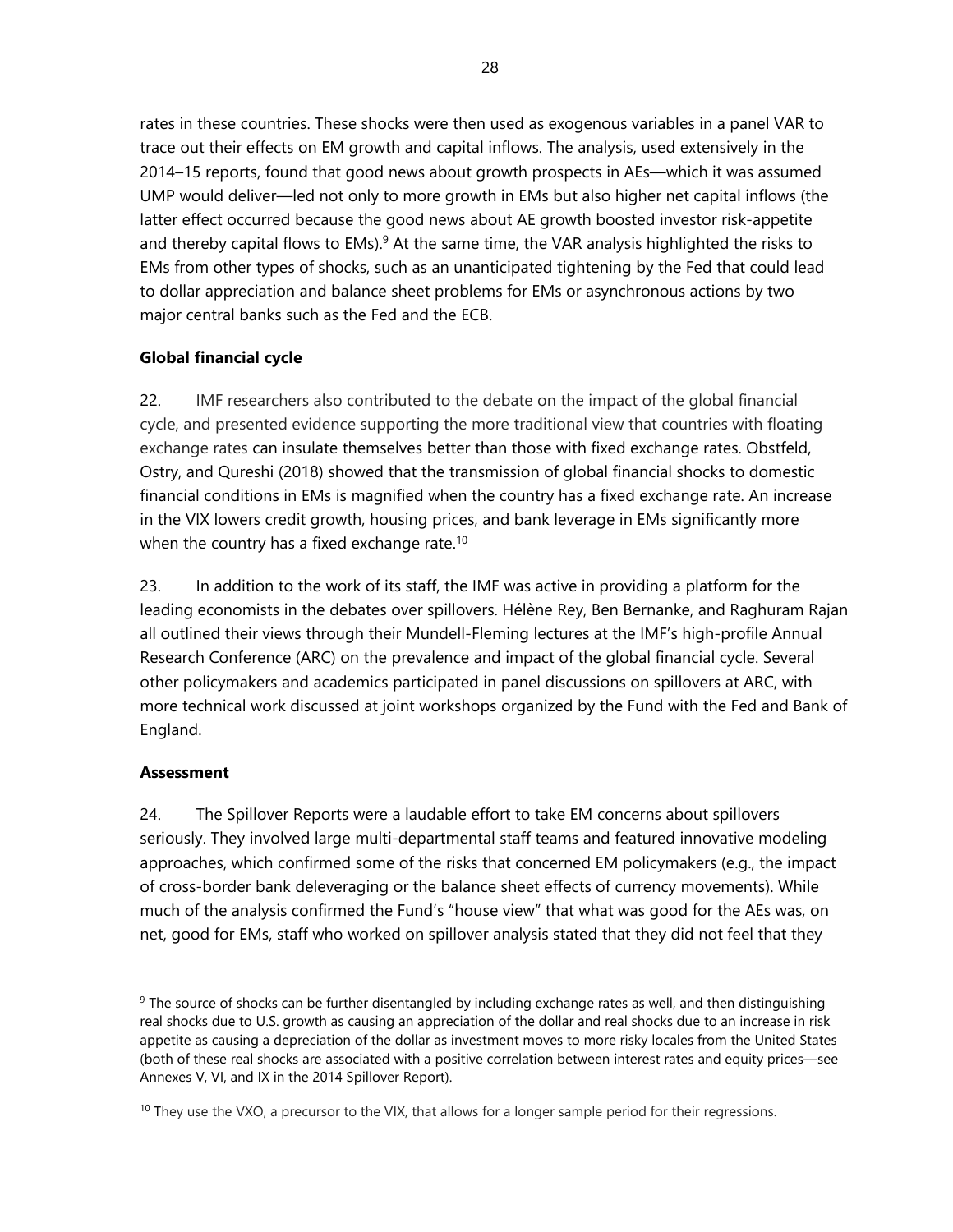rates in these countries. These shocks were then used as exogenous variables in a panel VAR to trace out their effects on EM growth and capital inflows. The analysis, used extensively in the 2014–15 reports, found that good news about growth prospects in AEs—which it was assumed UMP would deliver—led not only to more growth in EMs but also higher net capital inflows (the latter effect occurred because the good news about AE growth boosted investor risk-appetite and thereby capital flows to EMs).[9] At the same time, the VAR analysis highlighted the risks to EMs from other types of shocks, such as an unanticipated tightening by the Fed that could lead to dollar appreciation and balance sheet problems for EMs or asynchronous actions by two major central banks such as the Fed and the ECB.

**Global financial cycle**

22. IMF researchers also contributed to the debate on the impact of the global financial cycle, and presented evidence supporting the more traditional view that countries with floating exchange rates can insulate themselves better than those with fixed exchange rates. Obstfeld, Ostry, and Qureshi (2018) showed that the transmission of global financial shocks to domestic financial conditions in EMs is magnified when the country has a fixed exchange rate. An increase in the VIX lowers credit growth, housing prices, and bank leverage in EMs significantly more when the country has a fixed exchange rate.[10]

23. In addition to the work of its staff, the IMF was active in providing a platform for the leading economists in the debates over spillovers. Hélène Rey, Ben Bernanke, and Raghuram Rajan all outlined their views through their Mundell-Fleming lectures at the IMF's high-profile Annual Research Conference (ARC) on the prevalence and impact of the global financial cycle. Several other policymakers and academics participated in panel discussions on spillovers at ARC, with more technical work discussed at joint workshops organized by the Fund with the Fed and Bank of England.

**Assessment**

24. The Spillover Reports were a laudable effort to take EM concerns about spillovers seriously. They involved large multi-departmental staff teams and featured innovative modeling approaches, which confirmed some of the risks that concerned EM policymakers (e.g., the impact of cross-border bank deleveraging or the balance sheet effects of currency movements). While much of the analysis confirmed the Fund's "house view" that what was good for the AEs was, on net, good for EMs, staff who worked on spillover analysis stated that they did not feel that they

---

[9] The source of shocks can be further disentangled by including exchange rates as well, and then distinguishing real shocks due to U.S. growth as causing an appreciation of the dollar and real shocks due to an increase in risk appetite as causing a depreciation of the dollar as investment moves to more risky locales from the United States (both of these real shocks are associated with a positive correlation between interest rates and equity prices—see Annexes V, VI, and IX in the 2014 Spillover Report).

[10] They use the VXO, a precursor to the VIX, that allows for a longer sample period for their regressions.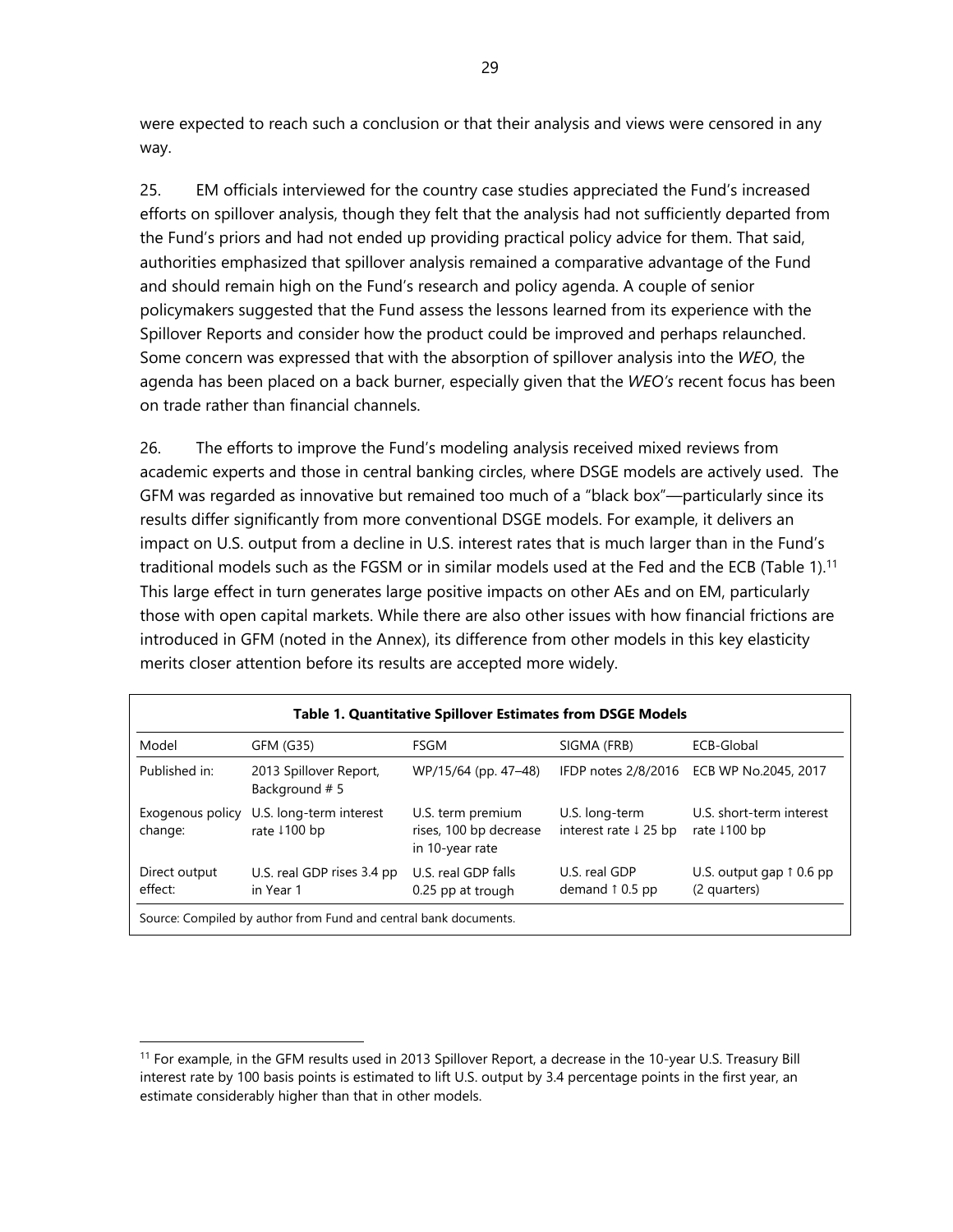were expected to reach such a conclusion or that their analysis and views were censored in any way.

25. EM officials interviewed for the country case studies appreciated the Fund's increased efforts on spillover analysis, though they felt that the analysis had not sufficiently departed from the Fund's priors and had not ended up providing practical policy advice for them. That said, authorities emphasized that spillover analysis remained a comparative advantage of the Fund and should remain high on the Fund's research and policy agenda. A couple of senior policymakers suggested that the Fund assess the lessons learned from its experience with the Spillover Reports and consider how the product could be improved and perhaps relaunched. Some concern was expressed that with the absorption of spillover analysis into the *WEO*, the agenda has been placed on a back burner, especially given that the *WEO's* recent focus has been on trade rather than financial channels.

26. The efforts to improve the Fund's modeling analysis received mixed reviews from academic experts and those in central banking circles, where DSGE models are actively used. The GFM was regarded as innovative but remained too much of a "black box"—particularly since its results differ significantly from more conventional DSGE models. For example, it delivers an impact on U.S. output from a decline in U.S. interest rates that is much larger than in the Fund's traditional models such as the FGSM or in similar models used at the Fed and the ECB (Table 1).[11] This large effect in turn generates large positive impacts on other AEs and on EM, particularly those with open capital markets. While there are also other issues with how financial frictions are introduced in GFM (noted in the Annex), its difference from other models in this key elasticity merits closer attention before its results are accepted more widely.

**Table 1. Quantitative Spillover Estimates from DSGE Models**

| Model | GFM (G35) | FSGM | SIGMA (FRB) | ECB-Global |
|---|---|---|---|---|
| Published in: | 2013 Spillover Report, Background # 5 | WP/15/64 (pp. 47–48) | IFDP notes 2/8/2016 | ECB WP No.2045, 2017 |
| Exogenous policy change: | U.S. long-term interest rate ↓100 bp | U.S. term premium rises, 100 bp decrease in 10-year rate | U.S. long-term interest rate ↓ 25 bp | U.S. short-term interest rate ↓100 bp |
| Direct output effect: | U.S. real GDP rises 3.4 pp in Year 1 | U.S. real GDP falls 0.25 pp at trough | U.S. real GDP demand ↑ 0.5 pp | U.S. output gap ↑ 0.6 pp (2 quarters) |

Source: Compiled by author from Fund and central bank documents.

[11] For example, in the GFM results used in 2013 Spillover Report, a decrease in the 10-year U.S. Treasury Bill interest rate by 100 basis points is estimated to lift U.S. output by 3.4 percentage points in the first year, an estimate considerably higher than that in other models.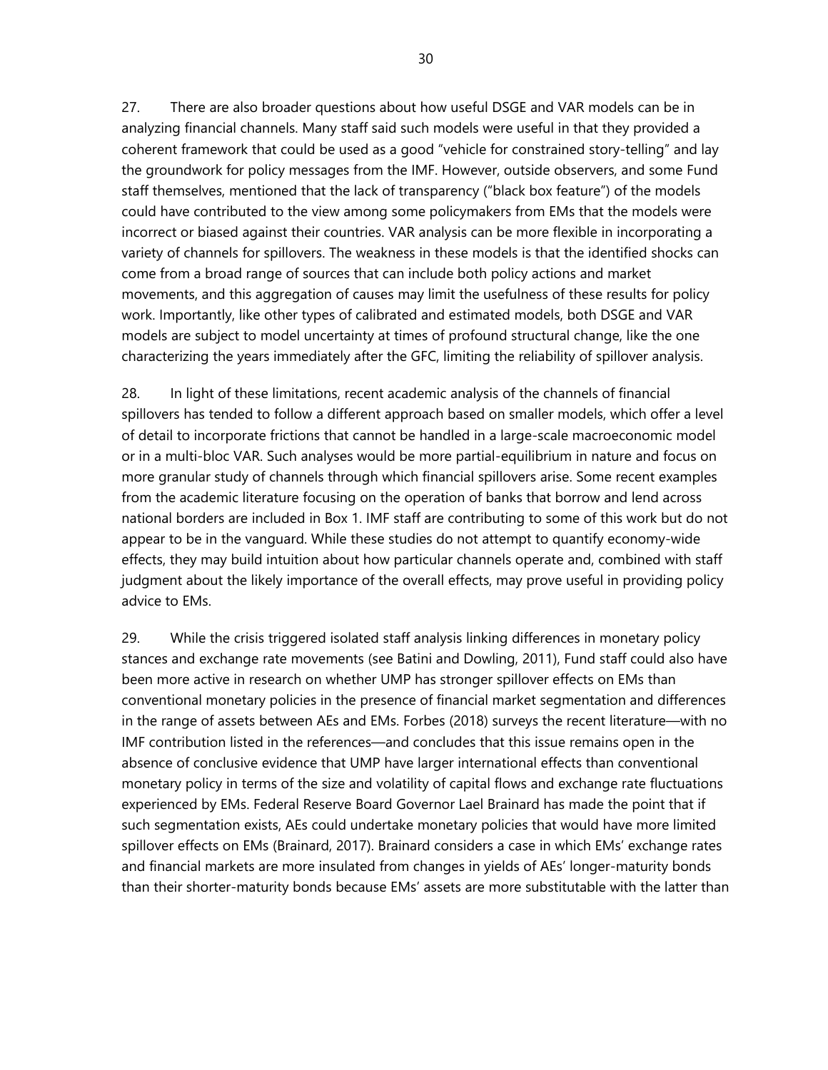27. There are also broader questions about how useful DSGE and VAR models can be in analyzing financial channels. Many staff said such models were useful in that they provided a coherent framework that could be used as a good "vehicle for constrained story-telling" and lay the groundwork for policy messages from the IMF. However, outside observers, and some Fund staff themselves, mentioned that the lack of transparency ("black box feature") of the models could have contributed to the view among some policymakers from EMs that the models were incorrect or biased against their countries. VAR analysis can be more flexible in incorporating a variety of channels for spillovers. The weakness in these models is that the identified shocks can come from a broad range of sources that can include both policy actions and market movements, and this aggregation of causes may limit the usefulness of these results for policy work. Importantly, like other types of calibrated and estimated models, both DSGE and VAR models are subject to model uncertainty at times of profound structural change, like the one characterizing the years immediately after the GFC, limiting the reliability of spillover analysis.

28. In light of these limitations, recent academic analysis of the channels of financial spillovers has tended to follow a different approach based on smaller models, which offer a level of detail to incorporate frictions that cannot be handled in a large-scale macroeconomic model or in a multi-bloc VAR. Such analyses would be more partial-equilibrium in nature and focus on more granular study of channels through which financial spillovers arise. Some recent examples from the academic literature focusing on the operation of banks that borrow and lend across national borders are included in Box 1. IMF staff are contributing to some of this work but do not appear to be in the vanguard. While these studies do not attempt to quantify economy-wide effects, they may build intuition about how particular channels operate and, combined with staff judgment about the likely importance of the overall effects, may prove useful in providing policy advice to EMs.

29. While the crisis triggered isolated staff analysis linking differences in monetary policy stances and exchange rate movements (see Batini and Dowling, 2011), Fund staff could also have been more active in research on whether UMP has stronger spillover effects on EMs than conventional monetary policies in the presence of financial market segmentation and differences in the range of assets between AEs and EMs. Forbes (2018) surveys the recent literature—with no IMF contribution listed in the references—and concludes that this issue remains open in the absence of conclusive evidence that UMP have larger international effects than conventional monetary policy in terms of the size and volatility of capital flows and exchange rate fluctuations experienced by EMs. Federal Reserve Board Governor Lael Brainard has made the point that if such segmentation exists, AEs could undertake monetary policies that would have more limited spillover effects on EMs (Brainard, 2017). Brainard considers a case in which EMs' exchange rates and financial markets are more insulated from changes in yields of AEs' longer-maturity bonds than their shorter-maturity bonds because EMs' assets are more substitutable with the latter than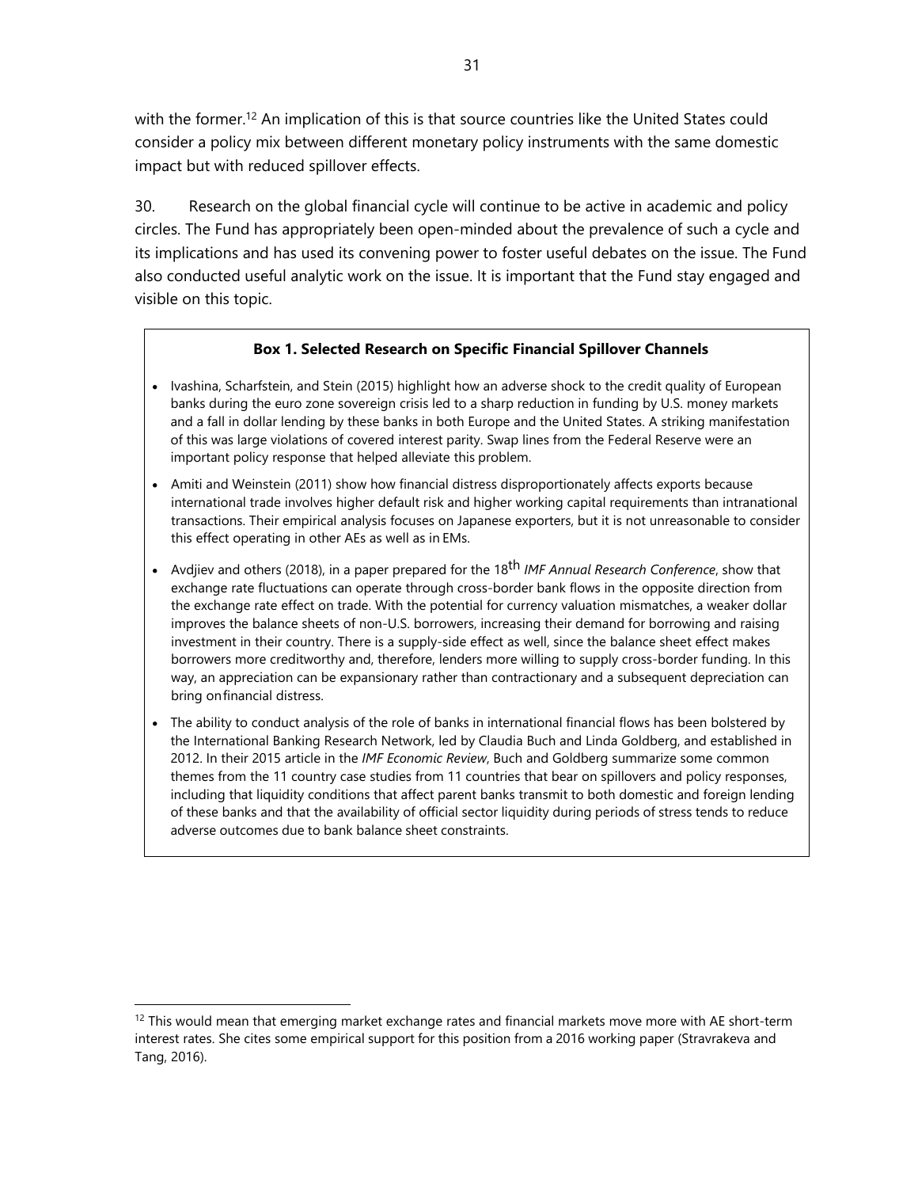with the former.[12] An implication of this is that source countries like the United States could consider a policy mix between different monetary policy instruments with the same domestic impact but with reduced spillover effects.

30. Research on the global financial cycle will continue to be active in academic and policy circles. The Fund has appropriately been open-minded about the prevalence of such a cycle and its implications and has used its convening power to foster useful debates on the issue. The Fund also conducted useful analytic work on the issue. It is important that the Fund stay engaged and visible on this topic.

**Box 1. Selected Research on Specific Financial Spillover Channels**

- Ivashina, Scharfstein, and Stein (2015) highlight how an adverse shock to the credit quality of European banks during the euro zone sovereign crisis led to a sharp reduction in funding by U.S. money markets and a fall in dollar lending by these banks in both Europe and the United States. A striking manifestation of this was large violations of covered interest parity. Swap lines from the Federal Reserve were an important policy response that helped alleviate this problem.
- Amiti and Weinstein (2011) show how financial distress disproportionately affects exports because international trade involves higher default risk and higher working capital requirements than intranational transactions. Their empirical analysis focuses on Japanese exporters, but it is not unreasonable to consider this effect operating in other AEs as well as in EMs.
- Avdjiev and others (2018), in a paper prepared for the 18th *IMF Annual Research Conference*, show that exchange rate fluctuations can operate through cross-border bank flows in the opposite direction from the exchange rate effect on trade. With the potential for currency valuation mismatches, a weaker dollar improves the balance sheets of non-U.S. borrowers, increasing their demand for borrowing and raising investment in their country. There is a supply-side effect as well, since the balance sheet effect makes borrowers more creditworthy and, therefore, lenders more willing to supply cross-border funding. In this way, an appreciation can be expansionary rather than contractionary and a subsequent depreciation can bring onfinancial distress.
- The ability to conduct analysis of the role of banks in international financial flows has been bolstered by the International Banking Research Network, led by Claudia Buch and Linda Goldberg, and established in 2012. In their 2015 article in the *IMF Economic Review*, Buch and Goldberg summarize some common themes from the 11 country case studies from 11 countries that bear on spillovers and policy responses, including that liquidity conditions that affect parent banks transmit to both domestic and foreign lending of these banks and that the availability of official sector liquidity during periods of stress tends to reduce adverse outcomes due to bank balance sheet constraints.

[12] This would mean that emerging market exchange rates and financial markets move more with AE short-term interest rates. She cites some empirical support for this position from a 2016 working paper (Stravrakeva and Tang, 2016).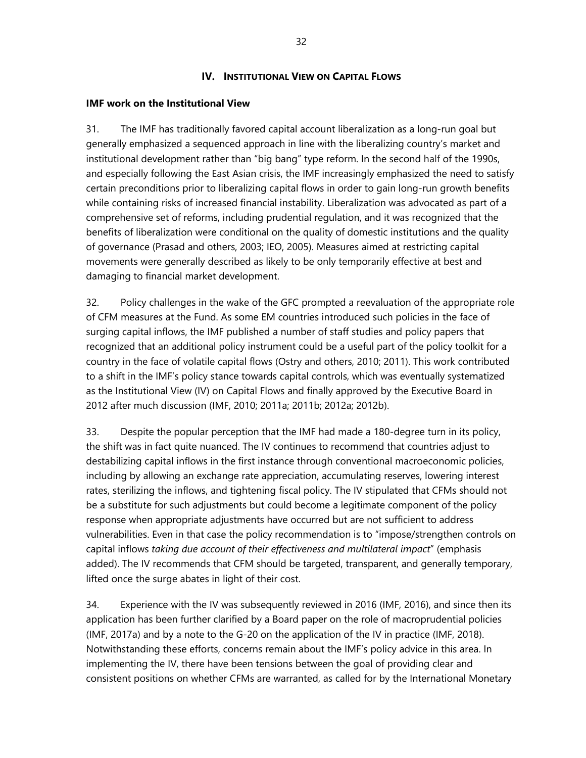## IV. Institutional View on Capital Flows

**IMF work on the Institutional View**

31. The IMF has traditionally favored capital account liberalization as a long-run goal but generally emphasized a sequenced approach in line with the liberalizing country's market and institutional development rather than "big bang" type reform. In the second half of the 1990s, and especially following the East Asian crisis, the IMF increasingly emphasized the need to satisfy certain preconditions prior to liberalizing capital flows in order to gain long-run growth benefits while containing risks of increased financial instability. Liberalization was advocated as part of a comprehensive set of reforms, including prudential regulation, and it was recognized that the benefits of liberalization were conditional on the quality of domestic institutions and the quality of governance (Prasad and others, 2003; IEO, 2005). Measures aimed at restricting capital movements were generally described as likely to be only temporarily effective at best and damaging to financial market development.

32. Policy challenges in the wake of the GFC prompted a reevaluation of the appropriate role of CFM measures at the Fund. As some EM countries introduced such policies in the face of surging capital inflows, the IMF published a number of staff studies and policy papers that recognized that an additional policy instrument could be a useful part of the policy toolkit for a country in the face of volatile capital flows (Ostry and others, 2010; 2011). This work contributed to a shift in the IMF's policy stance towards capital controls, which was eventually systematized as the Institutional View (IV) on Capital Flows and finally approved by the Executive Board in 2012 after much discussion (IMF, 2010; 2011a; 2011b; 2012a; 2012b).

33. Despite the popular perception that the IMF had made a 180-degree turn in its policy, the shift was in fact quite nuanced. The IV continues to recommend that countries adjust to destabilizing capital inflows in the first instance through conventional macroeconomic policies, including by allowing an exchange rate appreciation, accumulating reserves, lowering interest rates, sterilizing the inflows, and tightening fiscal policy. The IV stipulated that CFMs should not be a substitute for such adjustments but could become a legitimate component of the policy response when appropriate adjustments have occurred but are not sufficient to address vulnerabilities. Even in that case the policy recommendation is to "impose/strengthen controls on capital inflows *taking due account of their effectiveness and multilateral impact*" (emphasis added). The IV recommends that CFM should be targeted, transparent, and generally temporary, lifted once the surge abates in light of their cost.

34. Experience with the IV was subsequently reviewed in 2016 (IMF, 2016), and since then its application has been further clarified by a Board paper on the role of macroprudential policies (IMF, 2017a) and by a note to the G-20 on the application of the IV in practice (IMF, 2018). Notwithstanding these efforts, concerns remain about the IMF's policy advice in this area. In implementing the IV, there have been tensions between the goal of providing clear and consistent positions on whether CFMs are warranted, as called for by the International Monetary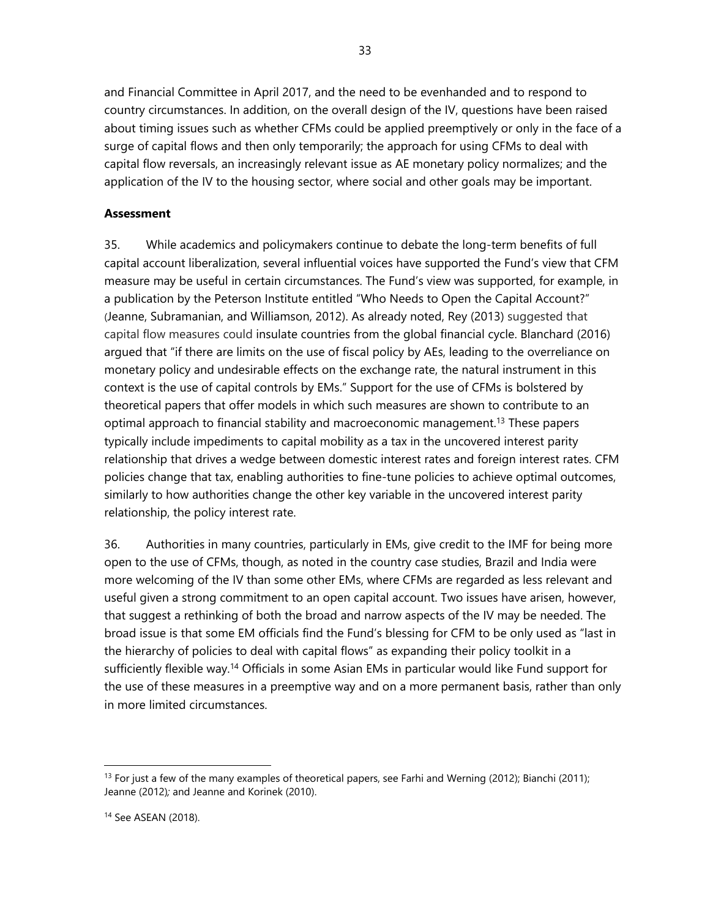and Financial Committee in April 2017, and the need to be evenhanded and to respond to country circumstances. In addition, on the overall design of the IV, questions have been raised about timing issues such as whether CFMs could be applied preemptively or only in the face of a surge of capital flows and then only temporarily; the approach for using CFMs to deal with capital flow reversals, an increasingly relevant issue as AE monetary policy normalizes; and the application of the IV to the housing sector, where social and other goals may be important.

**Assessment**

35. While academics and policymakers continue to debate the long-term benefits of full capital account liberalization, several influential voices have supported the Fund's view that CFM measure may be useful in certain circumstances. The Fund's view was supported, for example, in a publication by the Peterson Institute entitled "Who Needs to Open the Capital Account?" (Jeanne, Subramanian, and Williamson, 2012). As already noted, Rey (2013) suggested that capital flow measures could insulate countries from the global financial cycle. Blanchard (2016) argued that "if there are limits on the use of fiscal policy by AEs, leading to the overreliance on monetary policy and undesirable effects on the exchange rate, the natural instrument in this context is the use of capital controls by EMs." Support for the use of CFMs is bolstered by theoretical papers that offer models in which such measures are shown to contribute to an optimal approach to financial stability and macroeconomic management.[13] These papers typically include impediments to capital mobility as a tax in the uncovered interest parity relationship that drives a wedge between domestic interest rates and foreign interest rates. CFM policies change that tax, enabling authorities to fine-tune policies to achieve optimal outcomes, similarly to how authorities change the other key variable in the uncovered interest parity relationship, the policy interest rate.

36. Authorities in many countries, particularly in EMs, give credit to the IMF for being more open to the use of CFMs, though, as noted in the country case studies, Brazil and India were more welcoming of the IV than some other EMs, where CFMs are regarded as less relevant and useful given a strong commitment to an open capital account. Two issues have arisen, however, that suggest a rethinking of both the broad and narrow aspects of the IV may be needed. The broad issue is that some EM officials find the Fund's blessing for CFM to be only used as "last in the hierarchy of policies to deal with capital flows" as expanding their policy toolkit in a sufficiently flexible way.[14] Officials in some Asian EMs in particular would like Fund support for the use of these measures in a preemptive way and on a more permanent basis, rather than only in more limited circumstances.

---

[13] For just a few of the many examples of theoretical papers, see Farhi and Werning (2012); Bianchi (2011); Jeanne (2012)*;* and Jeanne and Korinek (2010).

[14] See ASEAN (2018).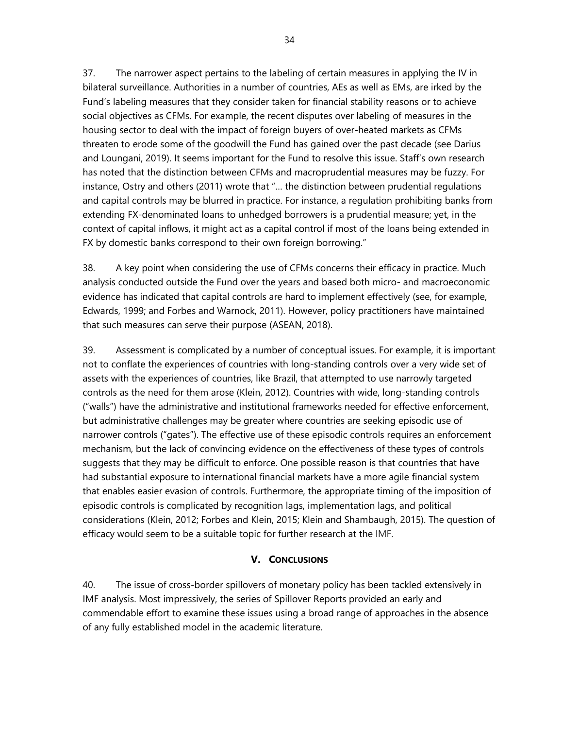37. The narrower aspect pertains to the labeling of certain measures in applying the IV in bilateral surveillance. Authorities in a number of countries, AEs as well as EMs, are irked by the Fund's labeling measures that they consider taken for financial stability reasons or to achieve social objectives as CFMs. For example, the recent disputes over labeling of measures in the housing sector to deal with the impact of foreign buyers of over-heated markets as CFMs threaten to erode some of the goodwill the Fund has gained over the past decade (see Darius and Loungani, 2019). It seems important for the Fund to resolve this issue. Staff's own research has noted that the distinction between CFMs and macroprudential measures may be fuzzy. For instance, Ostry and others (2011) wrote that "… the distinction between prudential regulations and capital controls may be blurred in practice. For instance, a regulation prohibiting banks from extending FX-denominated loans to unhedged borrowers is a prudential measure; yet, in the context of capital inflows, it might act as a capital control if most of the loans being extended in FX by domestic banks correspond to their own foreign borrowing."

38. A key point when considering the use of CFMs concerns their efficacy in practice. Much analysis conducted outside the Fund over the years and based both micro- and macroeconomic evidence has indicated that capital controls are hard to implement effectively (see, for example, Edwards, 1999; and Forbes and Warnock, 2011). However, policy practitioners have maintained that such measures can serve their purpose (ASEAN, 2018).

39. Assessment is complicated by a number of conceptual issues. For example, it is important not to conflate the experiences of countries with long-standing controls over a very wide set of assets with the experiences of countries, like Brazil, that attempted to use narrowly targeted controls as the need for them arose (Klein, 2012). Countries with wide, long-standing controls ("walls") have the administrative and institutional frameworks needed for effective enforcement, but administrative challenges may be greater where countries are seeking episodic use of narrower controls ("gates"). The effective use of these episodic controls requires an enforcement mechanism, but the lack of convincing evidence on the effectiveness of these types of controls suggests that they may be difficult to enforce. One possible reason is that countries that have had substantial exposure to international financial markets have a more agile financial system that enables easier evasion of controls. Furthermore, the appropriate timing of the imposition of episodic controls is complicated by recognition lags, implementation lags, and political considerations (Klein, 2012; Forbes and Klein, 2015; Klein and Shambaugh, 2015). The question of efficacy would seem to be a suitable topic for further research at the IMF.

## V. CONCLUSIONS

40. The issue of cross-border spillovers of monetary policy has been tackled extensively in IMF analysis. Most impressively, the series of Spillover Reports provided an early and commendable effort to examine these issues using a broad range of approaches in the absence of any fully established model in the academic literature.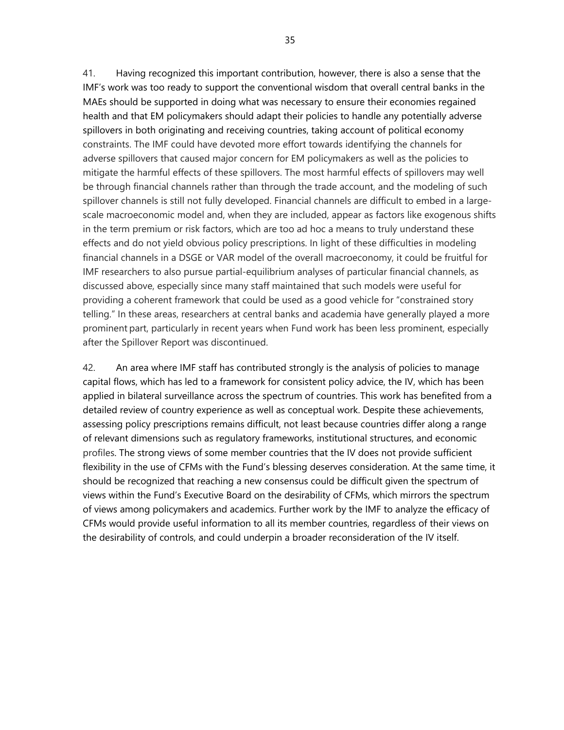41. Having recognized this important contribution, however, there is also a sense that the IMF's work was too ready to support the conventional wisdom that overall central banks in the MAEs should be supported in doing what was necessary to ensure their economies regained health and that EM policymakers should adapt their policies to handle any potentially adverse spillovers in both originating and receiving countries, taking account of political economy constraints. The IMF could have devoted more effort towards identifying the channels for adverse spillovers that caused major concern for EM policymakers as well as the policies to mitigate the harmful effects of these spillovers. The most harmful effects of spillovers may well be through financial channels rather than through the trade account, and the modeling of such spillover channels is still not fully developed. Financial channels are difficult to embed in a large-scale macroeconomic model and, when they are included, appear as factors like exogenous shifts in the term premium or risk factors, which are too ad hoc a means to truly understand these effects and do not yield obvious policy prescriptions. In light of these difficulties in modeling financial channels in a DSGE or VAR model of the overall macroeconomy, it could be fruitful for IMF researchers to also pursue partial-equilibrium analyses of particular financial channels, as discussed above, especially since many staff maintained that such models were useful for providing a coherent framework that could be used as a good vehicle for "constrained story telling." In these areas, researchers at central banks and academia have generally played a more prominent part, particularly in recent years when Fund work has been less prominent, especially after the Spillover Report was discontinued.

42. An area where IMF staff has contributed strongly is the analysis of policies to manage capital flows, which has led to a framework for consistent policy advice, the IV, which has been applied in bilateral surveillance across the spectrum of countries. This work has benefited from a detailed review of country experience as well as conceptual work. Despite these achievements, assessing policy prescriptions remains difficult, not least because countries differ along a range of relevant dimensions such as regulatory frameworks, institutional structures, and economic profiles. The strong views of some member countries that the IV does not provide sufficient flexibility in the use of CFMs with the Fund's blessing deserves consideration. At the same time, it should be recognized that reaching a new consensus could be difficult given the spectrum of views within the Fund's Executive Board on the desirability of CFMs, which mirrors the spectrum of views among policymakers and academics. Further work by the IMF to analyze the efficacy of CFMs would provide useful information to all its member countries, regardless of their views on the desirability of controls, and could underpin a broader reconsideration of the IV itself.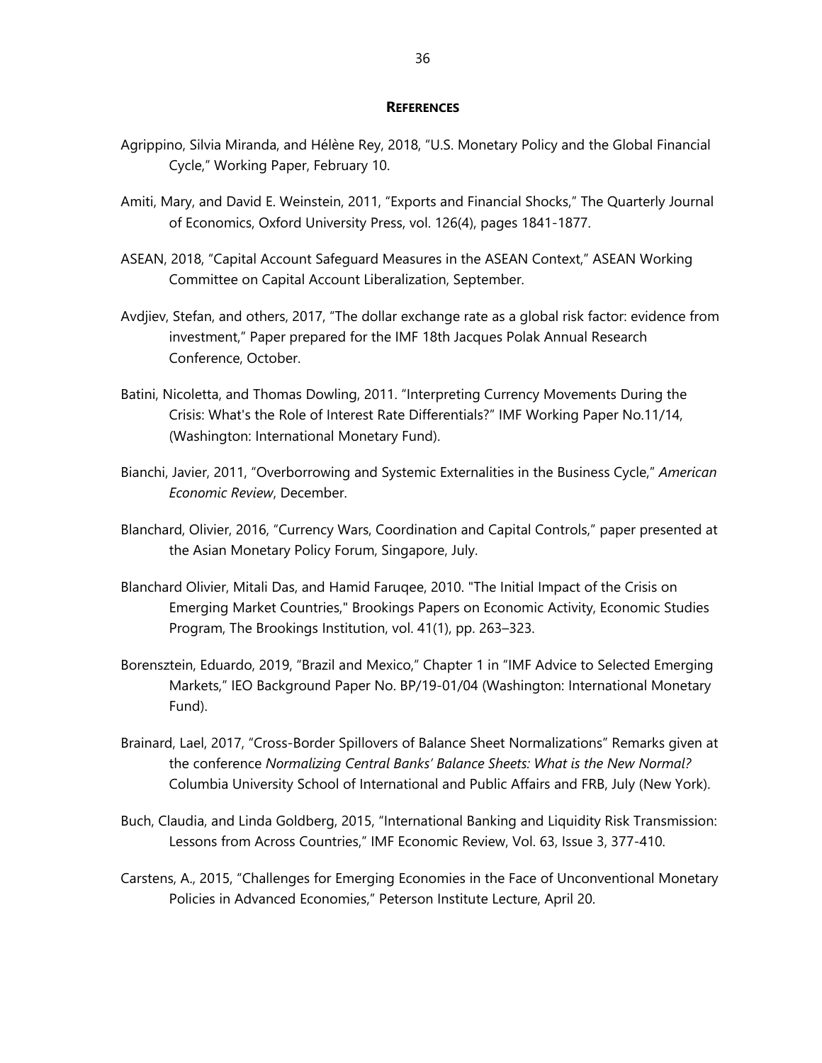## REFERENCES

Agrippino, Silvia Miranda, and Hélène Rey, 2018, "U.S. Monetary Policy and the Global Financial Cycle," Working Paper, February 10.

Amiti, Mary, and David E. Weinstein, 2011, "Exports and Financial Shocks," The Quarterly Journal of Economics, Oxford University Press, vol. 126(4), pages 1841-1877.

ASEAN, 2018, "Capital Account Safeguard Measures in the ASEAN Context," ASEAN Working Committee on Capital Account Liberalization, September.

Avdjiev, Stefan, and others, 2017, "The dollar exchange rate as a global risk factor: evidence from investment," Paper prepared for the IMF 18th Jacques Polak Annual Research Conference, October.

Batini, Nicoletta, and Thomas Dowling, 2011. "Interpreting Currency Movements During the Crisis: What's the Role of Interest Rate Differentials?" IMF Working Paper No.11/14, (Washington: International Monetary Fund).

Bianchi, Javier, 2011, "Overborrowing and Systemic Externalities in the Business Cycle," *American Economic Review*, December.

Blanchard, Olivier, 2016, "Currency Wars, Coordination and Capital Controls," paper presented at the Asian Monetary Policy Forum, Singapore, July.

Blanchard Olivier, Mitali Das, and Hamid Faruqee, 2010. "The Initial Impact of the Crisis on Emerging Market Countries," Brookings Papers on Economic Activity, Economic Studies Program, The Brookings Institution, vol. 41(1), pp. 263–323.

Borensztein, Eduardo, 2019, "Brazil and Mexico," Chapter 1 in "IMF Advice to Selected Emerging Markets," IEO Background Paper No. BP/19-01/04 (Washington: International Monetary Fund).

Brainard, Lael, 2017, "Cross-Border Spillovers of Balance Sheet Normalizations" Remarks given at the conference *Normalizing Central Banks' Balance Sheets: What is the New Normal?* Columbia University School of International and Public Affairs and FRB, July (New York).

Buch, Claudia, and Linda Goldberg, 2015, "International Banking and Liquidity Risk Transmission: Lessons from Across Countries," IMF Economic Review, Vol. 63, Issue 3, 377-410.

Carstens, A., 2015, "Challenges for Emerging Economies in the Face of Unconventional Monetary Policies in Advanced Economies," Peterson Institute Lecture, April 20.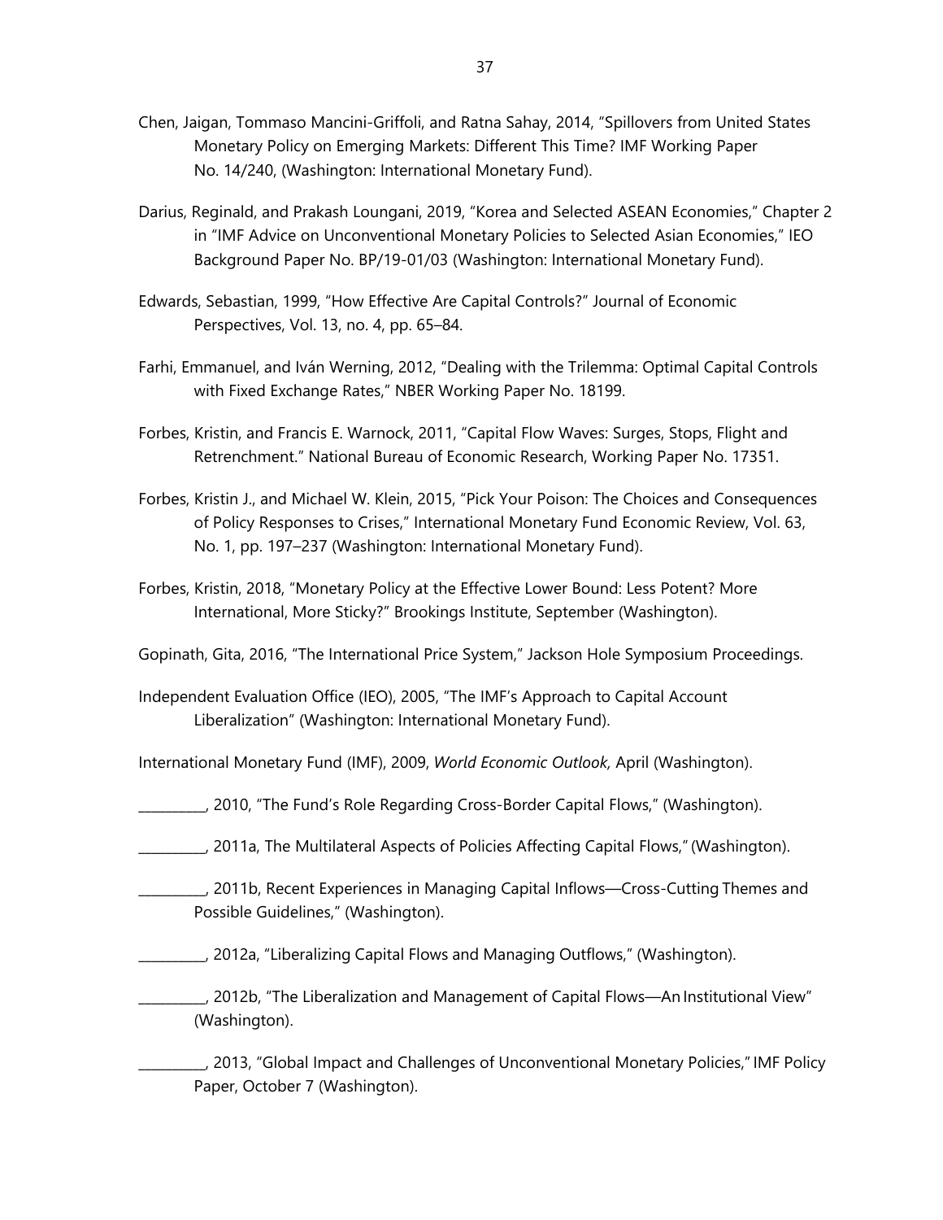Chen, Jaigan, Tommaso Mancini-Griffoli, and Ratna Sahay, 2014, "Spillovers from United States Monetary Policy on Emerging Markets: Different This Time? IMF Working Paper No. 14/240, (Washington: International Monetary Fund).

Darius, Reginald, and Prakash Loungani, 2019, "Korea and Selected ASEAN Economies," Chapter 2 in "IMF Advice on Unconventional Monetary Policies to Selected Asian Economies," IEO Background Paper No. BP/19-01/03 (Washington: International Monetary Fund).

Edwards, Sebastian, 1999, "How Effective Are Capital Controls?" Journal of Economic Perspectives, Vol. 13, no. 4, pp. 65–84.

Farhi, Emmanuel, and Iván Werning, 2012, "Dealing with the Trilemma: Optimal Capital Controls with Fixed Exchange Rates," NBER Working Paper No. 18199.

Forbes, Kristin, and Francis E. Warnock, 2011, "Capital Flow Waves: Surges, Stops, Flight and Retrenchment." National Bureau of Economic Research, Working Paper No. 17351.

Forbes, Kristin J., and Michael W. Klein, 2015, "Pick Your Poison: The Choices and Consequences of Policy Responses to Crises," International Monetary Fund Economic Review, Vol. 63, No. 1, pp. 197–237 (Washington: International Monetary Fund).

Forbes, Kristin, 2018, "Monetary Policy at the Effective Lower Bound: Less Potent? More International, More Sticky?" Brookings Institute, September (Washington).

Gopinath, Gita, 2016, "The International Price System," Jackson Hole Symposium Proceedings.

Independent Evaluation Office (IEO), 2005, "The IMF's Approach to Capital Account Liberalization" (Washington: International Monetary Fund).

International Monetary Fund (IMF), 2009, *World Economic Outlook,* April (Washington).

__________, 2010, "The Fund's Role Regarding Cross-Border Capital Flows," (Washington).

__________, 2011a, The Multilateral Aspects of Policies Affecting Capital Flows," (Washington).

__________, 2011b, Recent Experiences in Managing Capital Inflows—Cross-Cutting Themes and Possible Guidelines," (Washington).

__________, 2012a, "Liberalizing Capital Flows and Managing Outflows," (Washington).

__________, 2012b, "The Liberalization and Management of Capital Flows—An Institutional View" (Washington).

__________, 2013, "Global Impact and Challenges of Unconventional Monetary Policies," IMF Policy Paper, October 7 (Washington).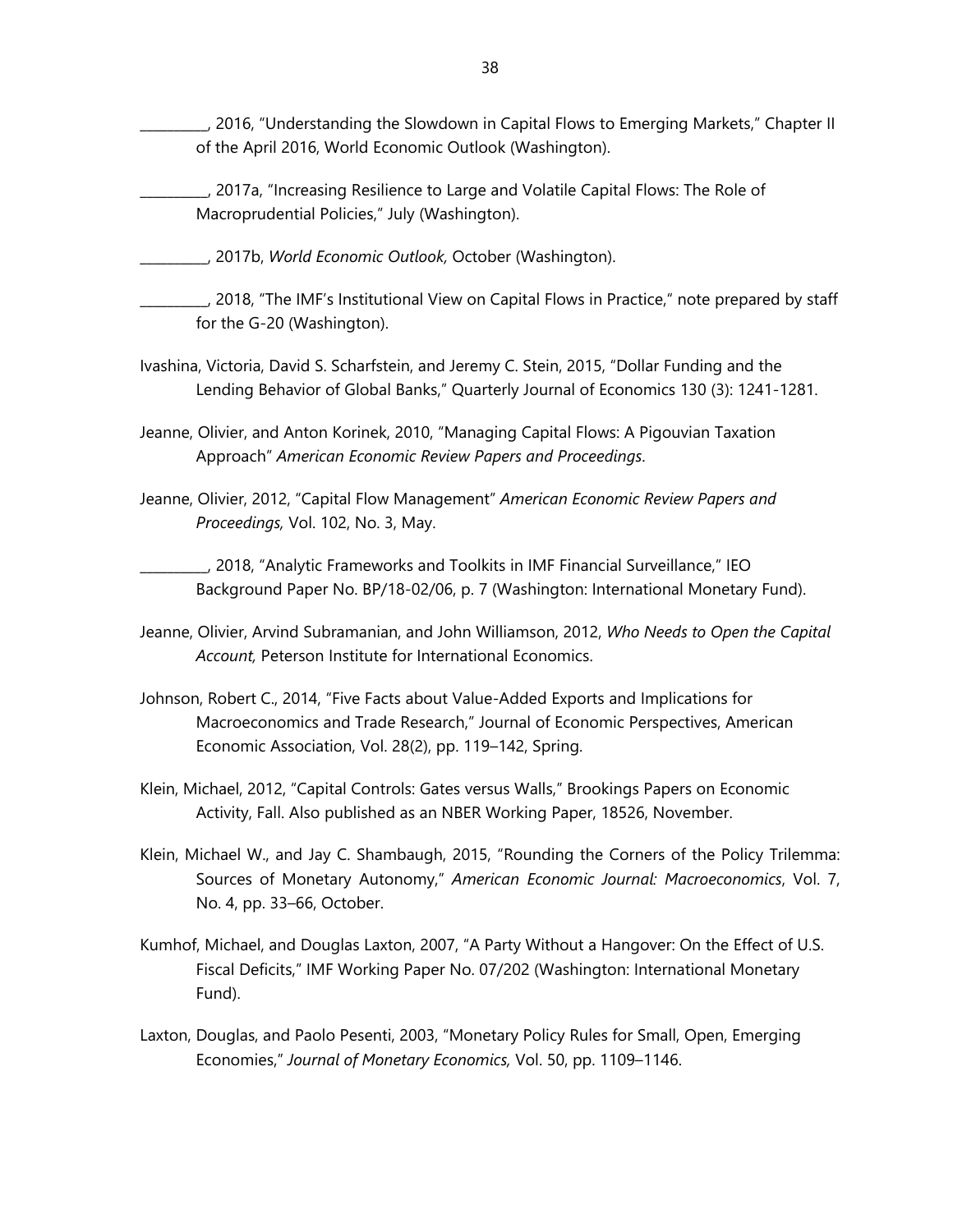__________, 2016, "Understanding the Slowdown in Capital Flows to Emerging Markets," Chapter II of the April 2016, World Economic Outlook (Washington).

__________, 2017a, "Increasing Resilience to Large and Volatile Capital Flows: The Role of Macroprudential Policies," July (Washington).

__________, 2017b, *World Economic Outlook,* October (Washington).

__________, 2018, "The IMF's Institutional View on Capital Flows in Practice," note prepared by staff for the G-20 (Washington).

Ivashina, Victoria, David S. Scharfstein, and Jeremy C. Stein, 2015, "Dollar Funding and the Lending Behavior of Global Banks," Quarterly Journal of Economics 130 (3): 1241-1281.

Jeanne, Olivier, and Anton Korinek, 2010, "Managing Capital Flows: A Pigouvian Taxation Approach" *American Economic Review Papers and Proceedings*.

Jeanne, Olivier, 2012, "Capital Flow Management" *American Economic Review Papers and Proceedings,* Vol. 102, No. 3, May.

__________, 2018, "Analytic Frameworks and Toolkits in IMF Financial Surveillance," IEO Background Paper No. BP/18-02/06, p. 7 (Washington: International Monetary Fund).

Jeanne, Olivier, Arvind Subramanian, and John Williamson, 2012, *Who Needs to Open the Capital Account,* Peterson Institute for International Economics.

Johnson, Robert C., 2014, "Five Facts about Value-Added Exports and Implications for Macroeconomics and Trade Research," Journal of Economic Perspectives, American Economic Association, Vol. 28(2), pp. 119–142, Spring.

Klein, Michael, 2012, "Capital Controls: Gates versus Walls," Brookings Papers on Economic Activity, Fall. Also published as an NBER Working Paper, 18526, November.

Klein, Michael W., and Jay C. Shambaugh, 2015, "Rounding the Corners of the Policy Trilemma: Sources of Monetary Autonomy," *American Economic Journal: Macroeconomics*, Vol. 7, No. 4, pp. 33–66, October.

Kumhof, Michael, and Douglas Laxton, 2007, "A Party Without a Hangover: On the Effect of U.S. Fiscal Deficits," IMF Working Paper No. 07/202 (Washington: International Monetary Fund).

Laxton, Douglas, and Paolo Pesenti, 2003, "Monetary Policy Rules for Small, Open, Emerging Economies," *Journal of Monetary Economics,* Vol. 50, pp. 1109–1146.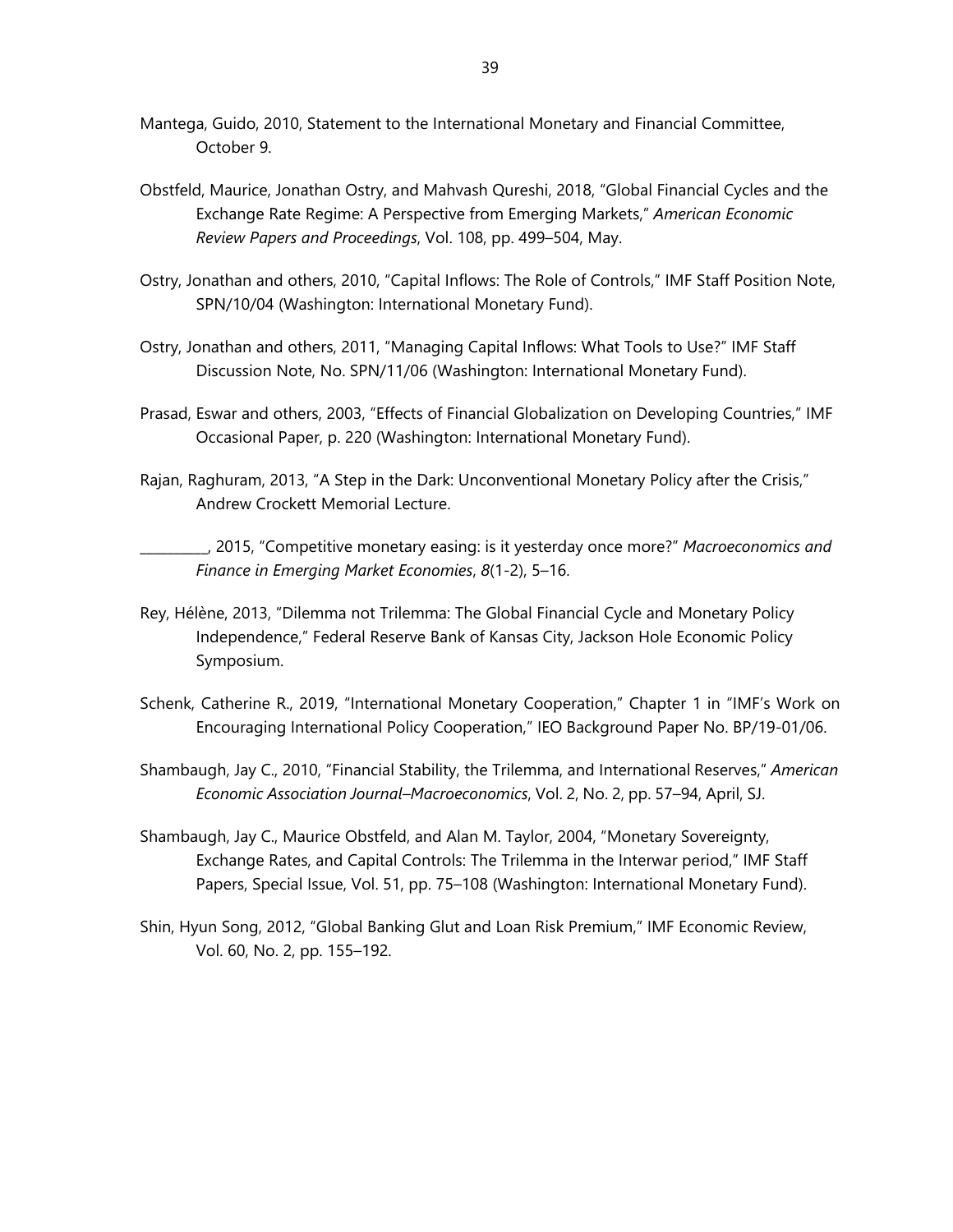Mantega, Guido, 2010, Statement to the International Monetary and Financial Committee, October 9.

Obstfeld, Maurice, Jonathan Ostry, and Mahvash Qureshi, 2018, "Global Financial Cycles and the Exchange Rate Regime: A Perspective from Emerging Markets," *American Economic Review Papers and Proceedings*, Vol. 108, pp. 499–504, May.

Ostry, Jonathan and others, 2010, "Capital Inflows: The Role of Controls," IMF Staff Position Note, SPN/10/04 (Washington: International Monetary Fund).

Ostry, Jonathan and others, 2011, "Managing Capital Inflows: What Tools to Use?" IMF Staff Discussion Note, No. SPN/11/06 (Washington: International Monetary Fund).

Prasad, Eswar and others, 2003, "Effects of Financial Globalization on Developing Countries," IMF Occasional Paper, p. 220 (Washington: International Monetary Fund).

Rajan, Raghuram, 2013, "A Step in the Dark: Unconventional Monetary Policy after the Crisis," Andrew Crockett Memorial Lecture.

__________, 2015, "Competitive monetary easing: is it yesterday once more?" *Macroeconomics and Finance in Emerging Market Economies*, *8*(1-2), 5–16.

Rey, Hélène, 2013, "Dilemma not Trilemma: The Global Financial Cycle and Monetary Policy Independence," Federal Reserve Bank of Kansas City, Jackson Hole Economic Policy Symposium.

Schenk, Catherine R., 2019, "International Monetary Cooperation," Chapter 1 in "IMF's Work on Encouraging International Policy Cooperation," IEO Background Paper No. BP/19-01/06.

Shambaugh, Jay C., 2010, "Financial Stability, the Trilemma, and International Reserves," *American Economic Association Journal–Macroeconomics*, Vol. 2, No. 2, pp. 57–94, April, SJ.

Shambaugh, Jay C., Maurice Obstfeld, and Alan M. Taylor, 2004, "Monetary Sovereignty, Exchange Rates, and Capital Controls: The Trilemma in the Interwar period," IMF Staff Papers, Special Issue, Vol. 51, pp. 75–108 (Washington: International Monetary Fund).

Shin, Hyun Song, 2012, "Global Banking Glut and Loan Risk Premium," IMF Economic Review, Vol. 60, No. 2, pp. 155–192.